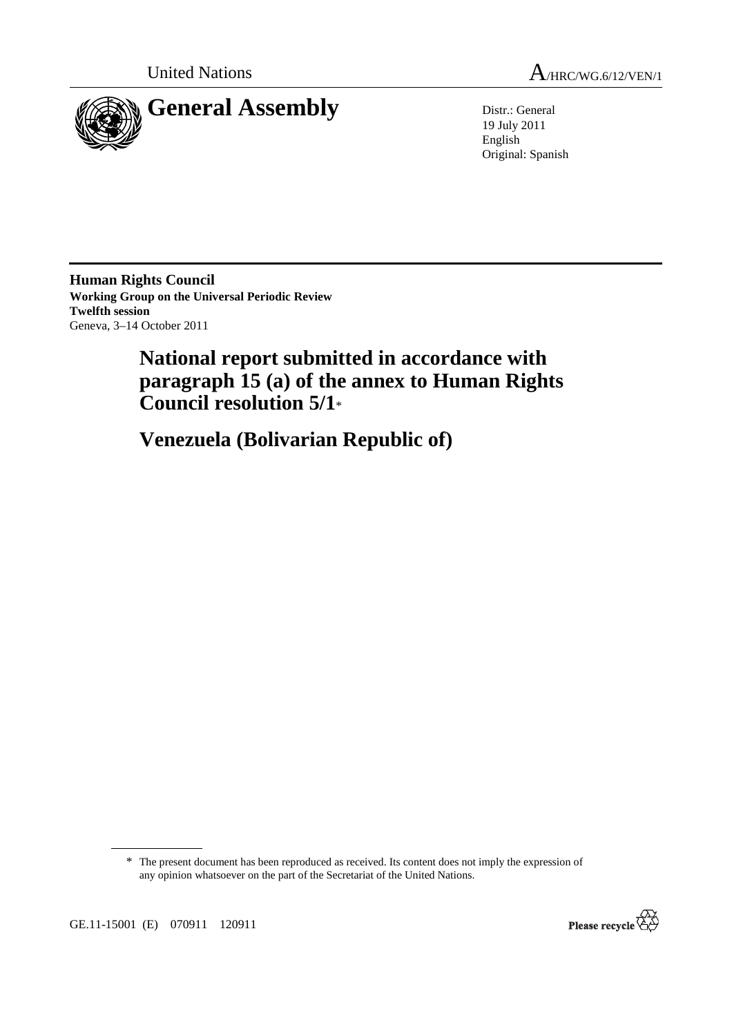United Nations

# A/HRC/WG.6/12/VEN/1

# General Assembly

Distr.: General
19 July 2011
English
Original: Spanish

**Human Rights Council**
**Working Group on the Universal Periodic Review**
**Twelfth session**
Geneva, 3–14 October 2011

## National report submitted in accordance with paragraph 15 (a) of the annex to Human Rights Council resolution 5/1*

## Venezuela (Bolivarian Republic of)

\* The present document has been reproduced as received. Its content does not imply the expression of any opinion whatsoever on the part of the Secretariat of the United Nations.

GE.11-15001 (E) 070911 120911

Please recycle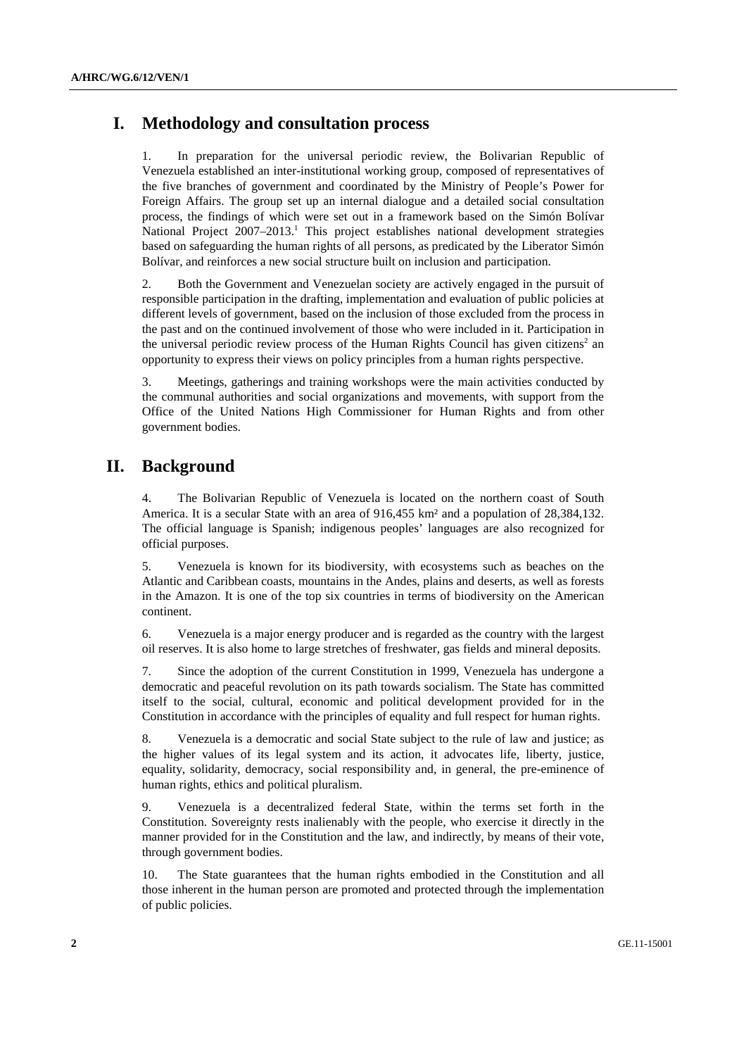# I. Methodology and consultation process

1. In preparation for the universal periodic review, the Bolivarian Republic of Venezuela established an inter-institutional working group, composed of representatives of the five branches of government and coordinated by the Ministry of People's Power for Foreign Affairs. The group set up an internal dialogue and a detailed social consultation process, the findings of which were set out in a framework based on the Simón Bolívar National Project 2007–2013.[1] This project establishes national development strategies based on safeguarding the human rights of all persons, as predicated by the Liberator Simón Bolívar, and reinforces a new social structure built on inclusion and participation.

2. Both the Government and Venezuelan society are actively engaged in the pursuit of responsible participation in the drafting, implementation and evaluation of public policies at different levels of government, based on the inclusion of those excluded from the process in the past and on the continued involvement of those who were included in it. Participation in the universal periodic review process of the Human Rights Council has given citizens[2] an opportunity to express their views on policy principles from a human rights perspective.

3. Meetings, gatherings and training workshops were the main activities conducted by the communal authorities and social organizations and movements, with support from the Office of the United Nations High Commissioner for Human Rights and from other government bodies.

# II. Background

4. The Bolivarian Republic of Venezuela is located on the northern coast of South America. It is a secular State with an area of 916,455 km² and a population of 28,384,132. The official language is Spanish; indigenous peoples' languages are also recognized for official purposes.

5. Venezuela is known for its biodiversity, with ecosystems such as beaches on the Atlantic and Caribbean coasts, mountains in the Andes, plains and deserts, as well as forests in the Amazon. It is one of the top six countries in terms of biodiversity on the American continent.

6. Venezuela is a major energy producer and is regarded as the country with the largest oil reserves. It is also home to large stretches of freshwater, gas fields and mineral deposits.

7. Since the adoption of the current Constitution in 1999, Venezuela has undergone a democratic and peaceful revolution on its path towards socialism. The State has committed itself to the social, cultural, economic and political development provided for in the Constitution in accordance with the principles of equality and full respect for human rights.

8. Venezuela is a democratic and social State subject to the rule of law and justice; as the higher values of its legal system and its action, it advocates life, liberty, justice, equality, solidarity, democracy, social responsibility and, in general, the pre-eminence of human rights, ethics and political pluralism.

9. Venezuela is a decentralized federal State, within the terms set forth in the Constitution. Sovereignty rests inalienably with the people, who exercise it directly in the manner provided for in the Constitution and the law, and indirectly, by means of their vote, through government bodies.

10. The State guarantees that the human rights embodied in the Constitution and all those inherent in the human person are promoted and protected through the implementation of public policies.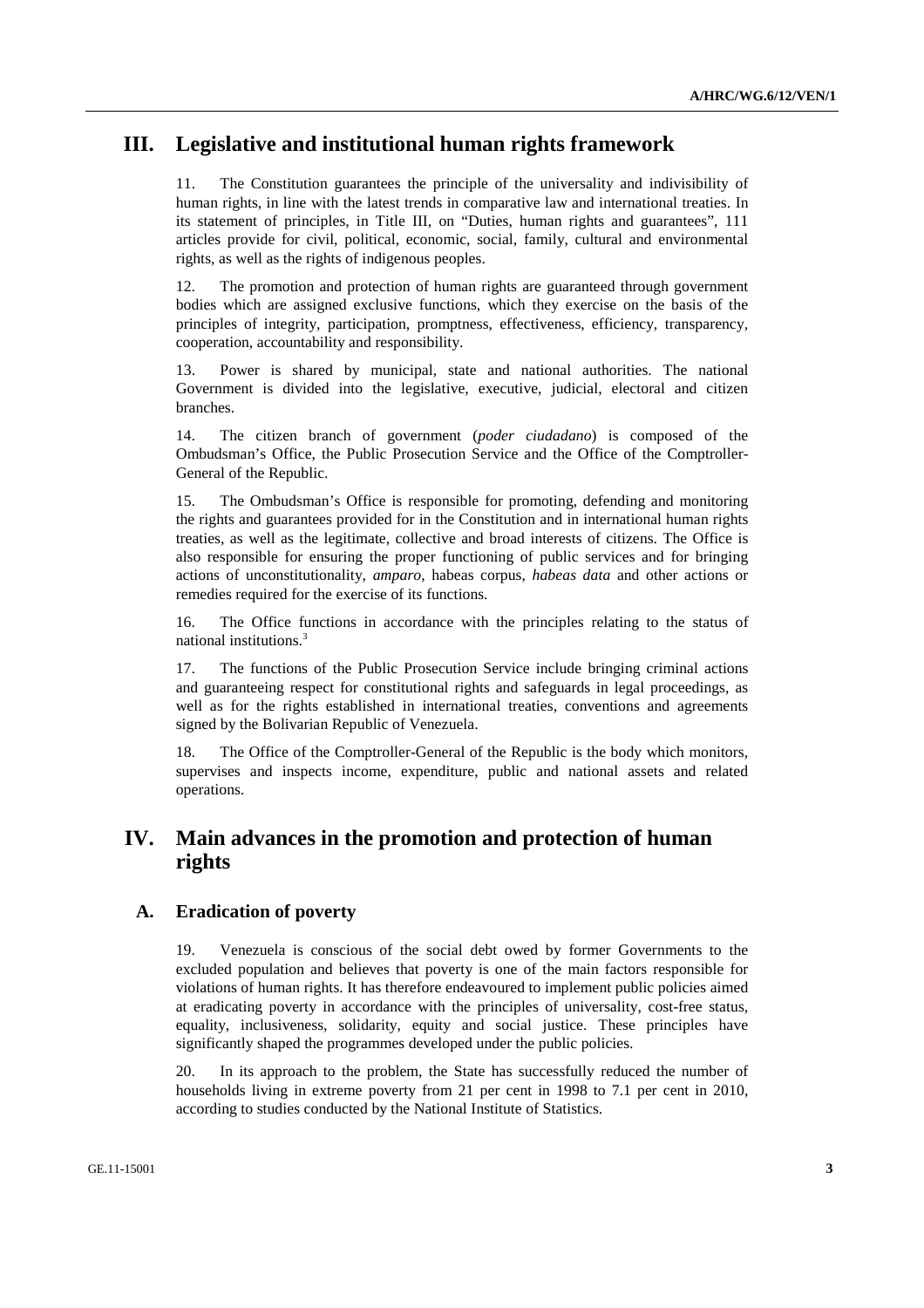## III. Legislative and institutional human rights framework

11. The Constitution guarantees the principle of the universality and indivisibility of human rights, in line with the latest trends in comparative law and international treaties. In its statement of principles, in Title III, on "Duties, human rights and guarantees", 111 articles provide for civil, political, economic, social, family, cultural and environmental rights, as well as the rights of indigenous peoples.

12. The promotion and protection of human rights are guaranteed through government bodies which are assigned exclusive functions, which they exercise on the basis of the principles of integrity, participation, promptness, effectiveness, efficiency, transparency, cooperation, accountability and responsibility.

13. Power is shared by municipal, state and national authorities. The national Government is divided into the legislative, executive, judicial, electoral and citizen branches.

14. The citizen branch of government (*poder ciudadano*) is composed of the Ombudsman's Office, the Public Prosecution Service and the Office of the Comptroller-General of the Republic.

15. The Ombudsman's Office is responsible for promoting, defending and monitoring the rights and guarantees provided for in the Constitution and in international human rights treaties, as well as the legitimate, collective and broad interests of citizens. The Office is also responsible for ensuring the proper functioning of public services and for bringing actions of unconstitutionality, *amparo*, habeas corpus, *habeas data* and other actions or remedies required for the exercise of its functions.

16. The Office functions in accordance with the principles relating to the status of national institutions.[3]

17. The functions of the Public Prosecution Service include bringing criminal actions and guaranteeing respect for constitutional rights and safeguards in legal proceedings, as well as for the rights established in international treaties, conventions and agreements signed by the Bolivarian Republic of Venezuela.

18. The Office of the Comptroller-General of the Republic is the body which monitors, supervises and inspects income, expenditure, public and national assets and related operations.

## IV. Main advances in the promotion and protection of human rights

### A. Eradication of poverty

19. Venezuela is conscious of the social debt owed by former Governments to the excluded population and believes that poverty is one of the main factors responsible for violations of human rights. It has therefore endeavoured to implement public policies aimed at eradicating poverty in accordance with the principles of universality, cost-free status, equality, inclusiveness, solidarity, equity and social justice. These principles have significantly shaped the programmes developed under the public policies.

20. In its approach to the problem, the State has successfully reduced the number of households living in extreme poverty from 21 per cent in 1998 to 7.1 per cent in 2010, according to studies conducted by the National Institute of Statistics.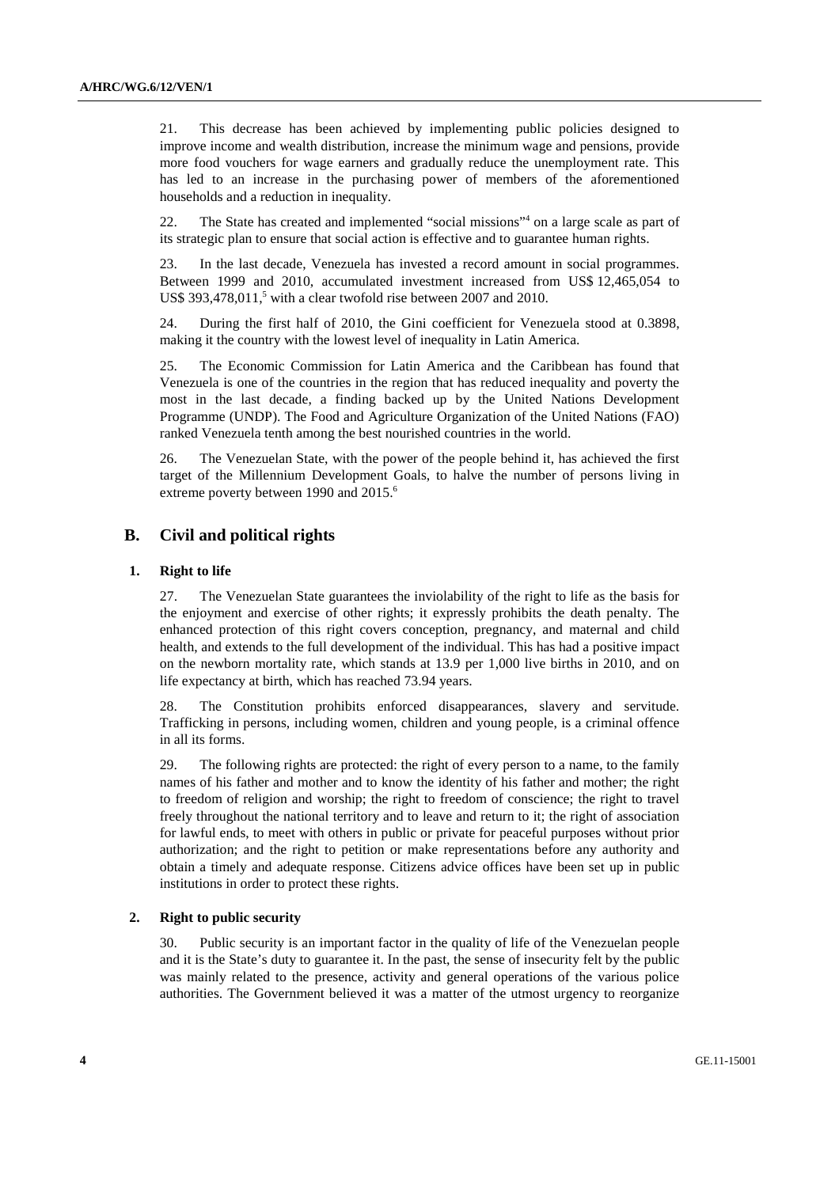21. This decrease has been achieved by implementing public policies designed to improve income and wealth distribution, increase the minimum wage and pensions, provide more food vouchers for wage earners and gradually reduce the unemployment rate. This has led to an increase in the purchasing power of members of the aforementioned households and a reduction in inequality.

22. The State has created and implemented "social missions"[4] on a large scale as part of its strategic plan to ensure that social action is effective and to guarantee human rights.

23. In the last decade, Venezuela has invested a record amount in social programmes. Between 1999 and 2010, accumulated investment increased from US$ 12,465,054 to US$ 393,478,011,[5] with a clear twofold rise between 2007 and 2010.

24. During the first half of 2010, the Gini coefficient for Venezuela stood at 0.3898, making it the country with the lowest level of inequality in Latin America.

25. The Economic Commission for Latin America and the Caribbean has found that Venezuela is one of the countries in the region that has reduced inequality and poverty the most in the last decade, a finding backed up by the United Nations Development Programme (UNDP). The Food and Agriculture Organization of the United Nations (FAO) ranked Venezuela tenth among the best nourished countries in the world.

26. The Venezuelan State, with the power of the people behind it, has achieved the first target of the Millennium Development Goals, to halve the number of persons living in extreme poverty between 1990 and 2015.[6]

## B. Civil and political rights

### 1. Right to life

27. The Venezuelan State guarantees the inviolability of the right to life as the basis for the enjoyment and exercise of other rights; it expressly prohibits the death penalty. The enhanced protection of this right covers conception, pregnancy, and maternal and child health, and extends to the full development of the individual. This has had a positive impact on the newborn mortality rate, which stands at 13.9 per 1,000 live births in 2010, and on life expectancy at birth, which has reached 73.94 years.

28. The Constitution prohibits enforced disappearances, slavery and servitude. Trafficking in persons, including women, children and young people, is a criminal offence in all its forms.

29. The following rights are protected: the right of every person to a name, to the family names of his father and mother and to know the identity of his father and mother; the right to freedom of religion and worship; the right to freedom of conscience; the right to travel freely throughout the national territory and to leave and return to it; the right of association for lawful ends, to meet with others in public or private for peaceful purposes without prior authorization; and the right to petition or make representations before any authority and obtain a timely and adequate response. Citizens advice offices have been set up in public institutions in order to protect these rights.

### 2. Right to public security

30. Public security is an important factor in the quality of life of the Venezuelan people and it is the State's duty to guarantee it. In the past, the sense of insecurity felt by the public was mainly related to the presence, activity and general operations of the various police authorities. The Government believed it was a matter of the utmost urgency to reorganize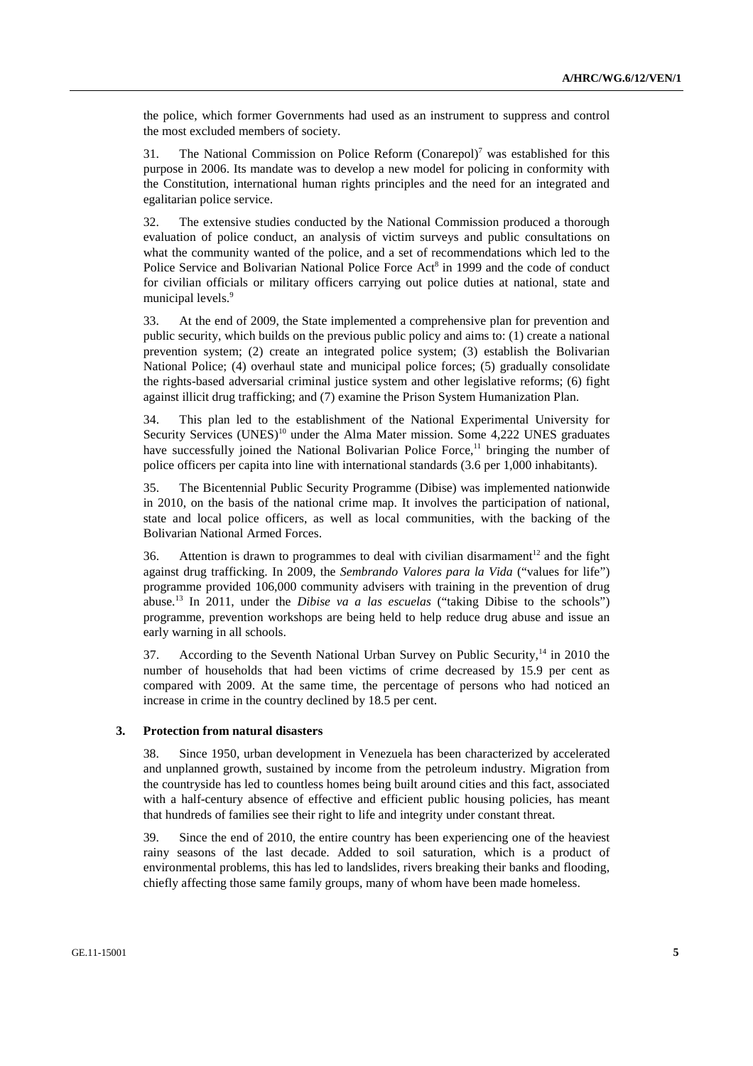the police, which former Governments had used as an instrument to suppress and control the most excluded members of society.

31. The National Commission on Police Reform (Conarepol)[7] was established for this purpose in 2006. Its mandate was to develop a new model for policing in conformity with the Constitution, international human rights principles and the need for an integrated and egalitarian police service.

32. The extensive studies conducted by the National Commission produced a thorough evaluation of police conduct, an analysis of victim surveys and public consultations on what the community wanted of the police, and a set of recommendations which led to the Police Service and Bolivarian National Police Force Act[8] in 1999 and the code of conduct for civilian officials or military officers carrying out police duties at national, state and municipal levels.[9]

33. At the end of 2009, the State implemented a comprehensive plan for prevention and public security, which builds on the previous public policy and aims to: (1) create a national prevention system; (2) create an integrated police system; (3) establish the Bolivarian National Police; (4) overhaul state and municipal police forces; (5) gradually consolidate the rights-based adversarial criminal justice system and other legislative reforms; (6) fight against illicit drug trafficking; and (7) examine the Prison System Humanization Plan.

34. This plan led to the establishment of the National Experimental University for Security Services (UNES)[10] under the Alma Mater mission. Some 4,222 UNES graduates have successfully joined the National Bolivarian Police Force,[11] bringing the number of police officers per capita into line with international standards (3.6 per 1,000 inhabitants).

35. The Bicentennial Public Security Programme (Dibise) was implemented nationwide in 2010, on the basis of the national crime map. It involves the participation of national, state and local police officers, as well as local communities, with the backing of the Bolivarian National Armed Forces.

36. Attention is drawn to programmes to deal with civilian disarmament[12] and the fight against drug trafficking. In 2009, the *Sembrando Valores para la Vida* ("values for life") programme provided 106,000 community advisers with training in the prevention of drug abuse.[13] In 2011, under the *Dibise va a las escuelas* ("taking Dibise to the schools") programme, prevention workshops are being held to help reduce drug abuse and issue an early warning in all schools.

37. According to the Seventh National Urban Survey on Public Security,[14] in 2010 the number of households that had been victims of crime decreased by 15.9 per cent as compared with 2009. At the same time, the percentage of persons who had noticed an increase in crime in the country declined by 18.5 per cent.

### 3. Protection from natural disasters

38. Since 1950, urban development in Venezuela has been characterized by accelerated and unplanned growth, sustained by income from the petroleum industry. Migration from the countryside has led to countless homes being built around cities and this fact, associated with a half-century absence of effective and efficient public housing policies, has meant that hundreds of families see their right to life and integrity under constant threat.

39. Since the end of 2010, the entire country has been experiencing one of the heaviest rainy seasons of the last decade. Added to soil saturation, which is a product of environmental problems, this has led to landslides, rivers breaking their banks and flooding, chiefly affecting those same family groups, many of whom have been made homeless.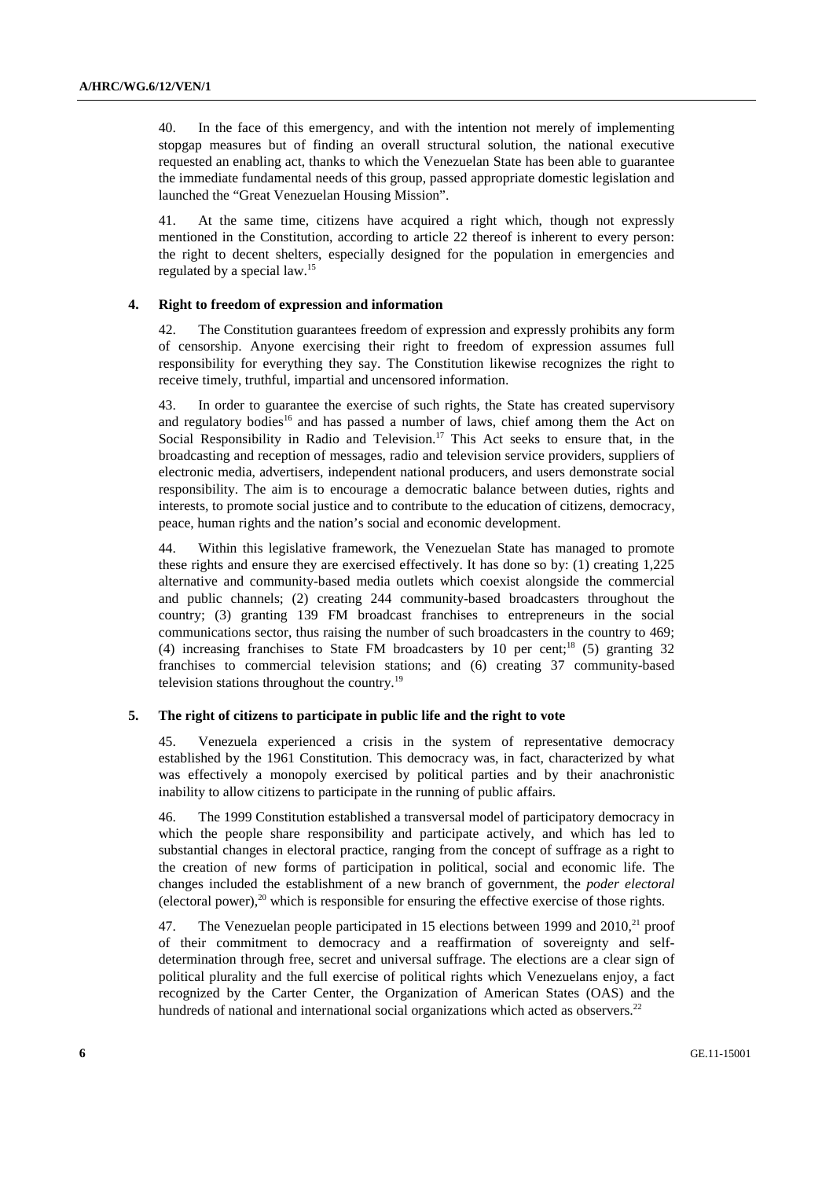40. In the face of this emergency, and with the intention not merely of implementing stopgap measures but of finding an overall structural solution, the national executive requested an enabling act, thanks to which the Venezuelan State has been able to guarantee the immediate fundamental needs of this group, passed appropriate domestic legislation and launched the "Great Venezuelan Housing Mission".

41. At the same time, citizens have acquired a right which, though not expressly mentioned in the Constitution, according to article 22 thereof is inherent to every person: the right to decent shelters, especially designed for the population in emergencies and regulated by a special law.[15]

### 4. Right to freedom of expression and information

42. The Constitution guarantees freedom of expression and expressly prohibits any form of censorship. Anyone exercising their right to freedom of expression assumes full responsibility for everything they say. The Constitution likewise recognizes the right to receive timely, truthful, impartial and uncensored information.

43. In order to guarantee the exercise of such rights, the State has created supervisory and regulatory bodies[16] and has passed a number of laws, chief among them the Act on Social Responsibility in Radio and Television.[17] This Act seeks to ensure that, in the broadcasting and reception of messages, radio and television service providers, suppliers of electronic media, advertisers, independent national producers, and users demonstrate social responsibility. The aim is to encourage a democratic balance between duties, rights and interests, to promote social justice and to contribute to the education of citizens, democracy, peace, human rights and the nation's social and economic development.

44. Within this legislative framework, the Venezuelan State has managed to promote these rights and ensure they are exercised effectively. It has done so by: (1) creating 1,225 alternative and community-based media outlets which coexist alongside the commercial and public channels; (2) creating 244 community-based broadcasters throughout the country; (3) granting 139 FM broadcast franchises to entrepreneurs in the social communications sector, thus raising the number of such broadcasters in the country to 469; (4) increasing franchises to State FM broadcasters by 10 per cent;[18] (5) granting 32 franchises to commercial television stations; and (6) creating 37 community-based television stations throughout the country.[19]

### 5. The right of citizens to participate in public life and the right to vote

45. Venezuela experienced a crisis in the system of representative democracy established by the 1961 Constitution. This democracy was, in fact, characterized by what was effectively a monopoly exercised by political parties and by their anachronistic inability to allow citizens to participate in the running of public affairs.

46. The 1999 Constitution established a transversal model of participatory democracy in which the people share responsibility and participate actively, and which has led to substantial changes in electoral practice, ranging from the concept of suffrage as a right to the creation of new forms of participation in political, social and economic life. The changes included the establishment of a new branch of government, the *poder electoral* (electoral power),[20] which is responsible for ensuring the effective exercise of those rights.

47. The Venezuelan people participated in 15 elections between 1999 and 2010,[21] proof of their commitment to democracy and a reaffirmation of sovereignty and self-determination through free, secret and universal suffrage. The elections are a clear sign of political plurality and the full exercise of political rights which Venezuelans enjoy, a fact recognized by the Carter Center, the Organization of American States (OAS) and the hundreds of national and international social organizations which acted as observers.[22]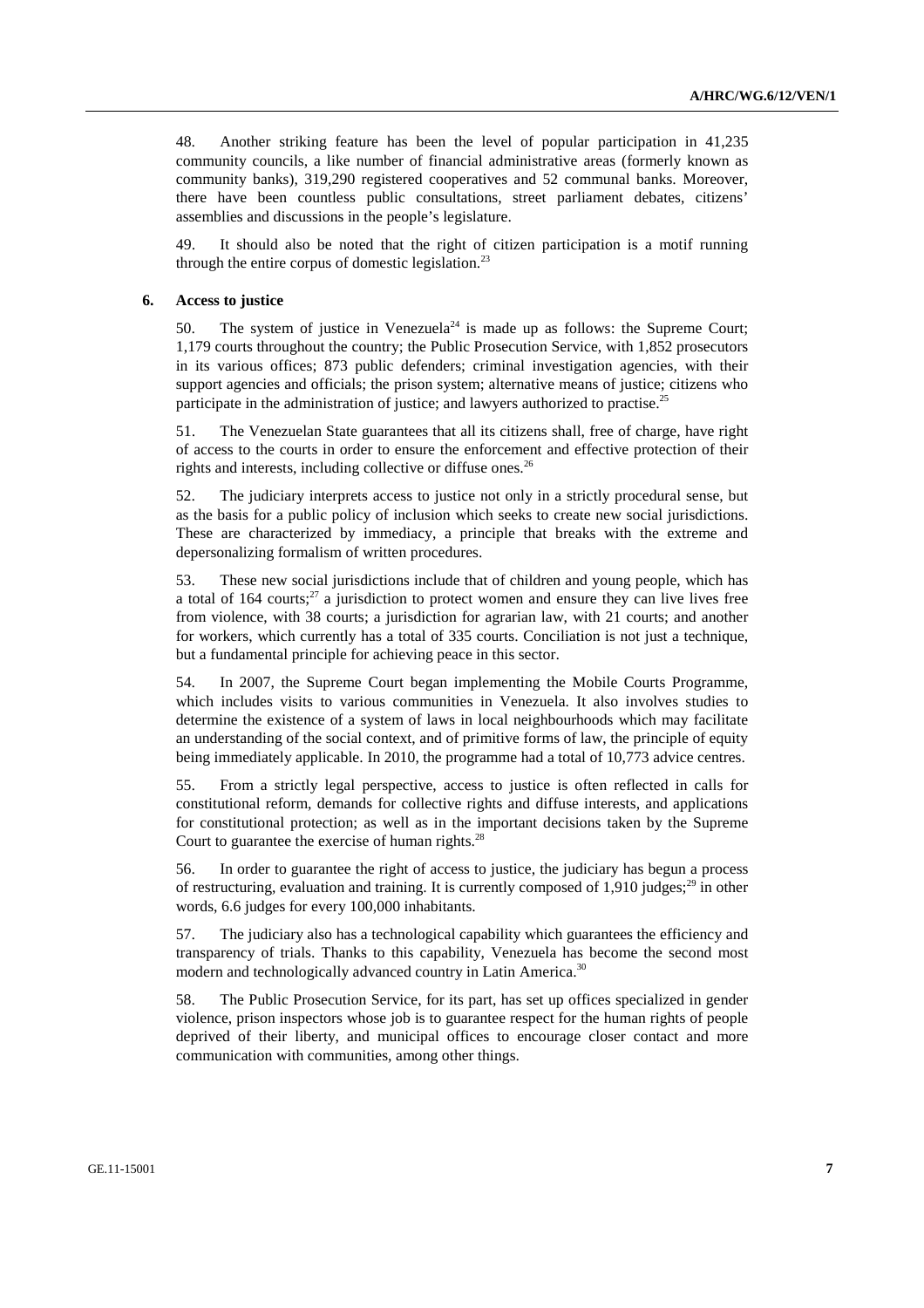48. Another striking feature has been the level of popular participation in 41,235 community councils, a like number of financial administrative areas (formerly known as community banks), 319,290 registered cooperatives and 52 communal banks. Moreover, there have been countless public consultations, street parliament debates, citizens' assemblies and discussions in the people's legislature.

49. It should also be noted that the right of citizen participation is a motif running through the entire corpus of domestic legislation.[23]

### 6. Access to justice

50. The system of justice in Venezuela[24] is made up as follows: the Supreme Court; 1,179 courts throughout the country; the Public Prosecution Service, with 1,852 prosecutors in its various offices; 873 public defenders; criminal investigation agencies, with their support agencies and officials; the prison system; alternative means of justice; citizens who participate in the administration of justice; and lawyers authorized to practise.[25]

51. The Venezuelan State guarantees that all its citizens shall, free of charge, have right of access to the courts in order to ensure the enforcement and effective protection of their rights and interests, including collective or diffuse ones.[26]

52. The judiciary interprets access to justice not only in a strictly procedural sense, but as the basis for a public policy of inclusion which seeks to create new social jurisdictions. These are characterized by immediacy, a principle that breaks with the extreme and depersonalizing formalism of written procedures.

53. These new social jurisdictions include that of children and young people, which has a total of 164 courts;[27] a jurisdiction to protect women and ensure they can live lives free from violence, with 38 courts; a jurisdiction for agrarian law, with 21 courts; and another for workers, which currently has a total of 335 courts. Conciliation is not just a technique, but a fundamental principle for achieving peace in this sector.

54. In 2007, the Supreme Court began implementing the Mobile Courts Programme, which includes visits to various communities in Venezuela. It also involves studies to determine the existence of a system of laws in local neighbourhoods which may facilitate an understanding of the social context, and of primitive forms of law, the principle of equity being immediately applicable. In 2010, the programme had a total of 10,773 advice centres.

55. From a strictly legal perspective, access to justice is often reflected in calls for constitutional reform, demands for collective rights and diffuse interests, and applications for constitutional protection; as well as in the important decisions taken by the Supreme Court to guarantee the exercise of human rights.[28]

56. In order to guarantee the right of access to justice, the judiciary has begun a process of restructuring, evaluation and training. It is currently composed of 1,910 judges;[29] in other words, 6.6 judges for every 100,000 inhabitants.

57. The judiciary also has a technological capability which guarantees the efficiency and transparency of trials. Thanks to this capability, Venezuela has become the second most modern and technologically advanced country in Latin America.[30]

58. The Public Prosecution Service, for its part, has set up offices specialized in gender violence, prison inspectors whose job is to guarantee respect for the human rights of people deprived of their liberty, and municipal offices to encourage closer contact and more communication with communities, among other things.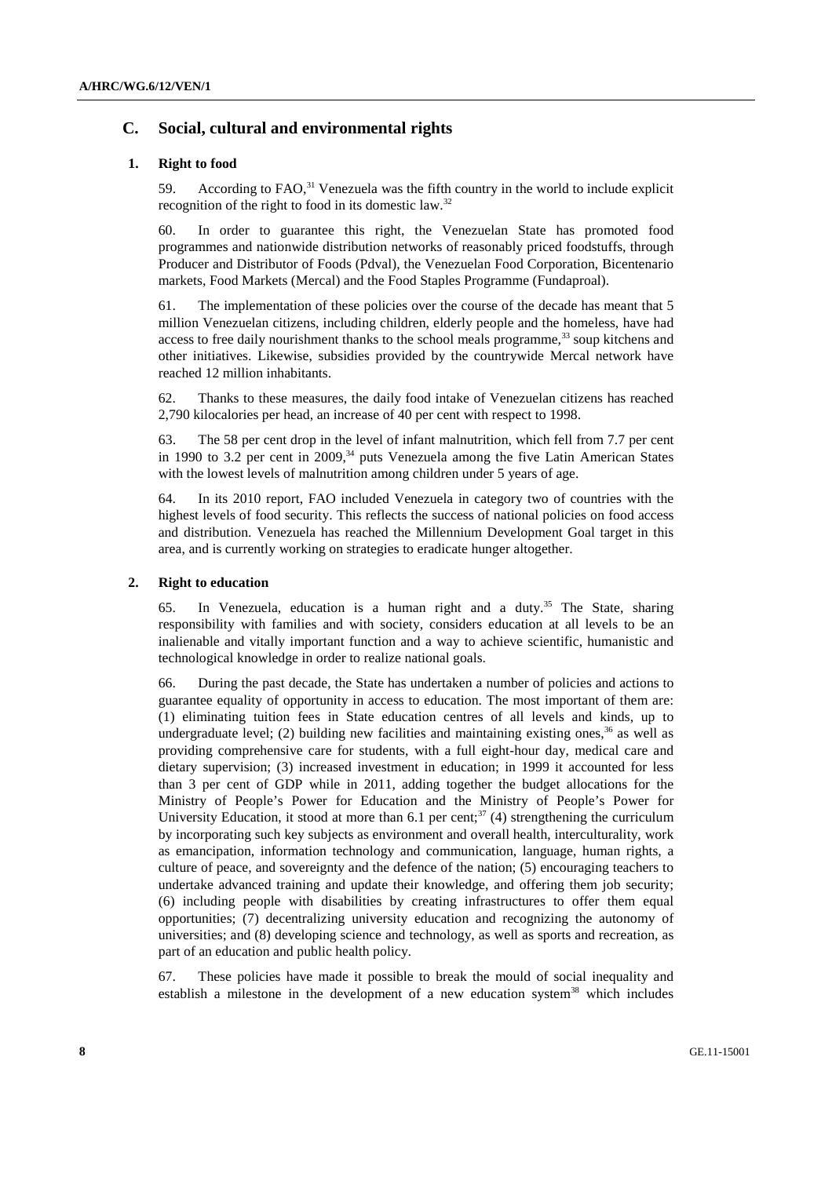## C. Social, cultural and environmental rights

### 1. Right to food

59. According to FAO,[31] Venezuela was the fifth country in the world to include explicit recognition of the right to food in its domestic law.[32]

60. In order to guarantee this right, the Venezuelan State has promoted food programmes and nationwide distribution networks of reasonably priced foodstuffs, through Producer and Distributor of Foods (Pdval), the Venezuelan Food Corporation, Bicentenario markets, Food Markets (Mercal) and the Food Staples Programme (Fundaproal).

61. The implementation of these policies over the course of the decade has meant that 5 million Venezuelan citizens, including children, elderly people and the homeless, have had access to free daily nourishment thanks to the school meals programme,[33] soup kitchens and other initiatives. Likewise, subsidies provided by the countrywide Mercal network have reached 12 million inhabitants.

62. Thanks to these measures, the daily food intake of Venezuelan citizens has reached 2,790 kilocalories per head, an increase of 40 per cent with respect to 1998.

63. The 58 per cent drop in the level of infant malnutrition, which fell from 7.7 per cent in 1990 to 3.2 per cent in 2009,[34] puts Venezuela among the five Latin American States with the lowest levels of malnutrition among children under 5 years of age.

64. In its 2010 report, FAO included Venezuela in category two of countries with the highest levels of food security. This reflects the success of national policies on food access and distribution. Venezuela has reached the Millennium Development Goal target in this area, and is currently working on strategies to eradicate hunger altogether.

### 2. Right to education

65. In Venezuela, education is a human right and a duty.[35] The State, sharing responsibility with families and with society, considers education at all levels to be an inalienable and vitally important function and a way to achieve scientific, humanistic and technological knowledge in order to realize national goals.

66. During the past decade, the State has undertaken a number of policies and actions to guarantee equality of opportunity in access to education. The most important of them are: (1) eliminating tuition fees in State education centres of all levels and kinds, up to undergraduate level; (2) building new facilities and maintaining existing ones,[36] as well as providing comprehensive care for students, with a full eight-hour day, medical care and dietary supervision; (3) increased investment in education; in 1999 it accounted for less than 3 per cent of GDP while in 2011, adding together the budget allocations for the Ministry of People's Power for Education and the Ministry of People's Power for University Education, it stood at more than 6.1 per cent;[37] (4) strengthening the curriculum by incorporating such key subjects as environment and overall health, interculturality, work as emancipation, information technology and communication, language, human rights, a culture of peace, and sovereignty and the defence of the nation; (5) encouraging teachers to undertake advanced training and update their knowledge, and offering them job security; (6) including people with disabilities by creating infrastructures to offer them equal opportunities; (7) decentralizing university education and recognizing the autonomy of universities; and (8) developing science and technology, as well as sports and recreation, as part of an education and public health policy.

67. These policies have made it possible to break the mould of social inequality and establish a milestone in the development of a new education system[38] which includes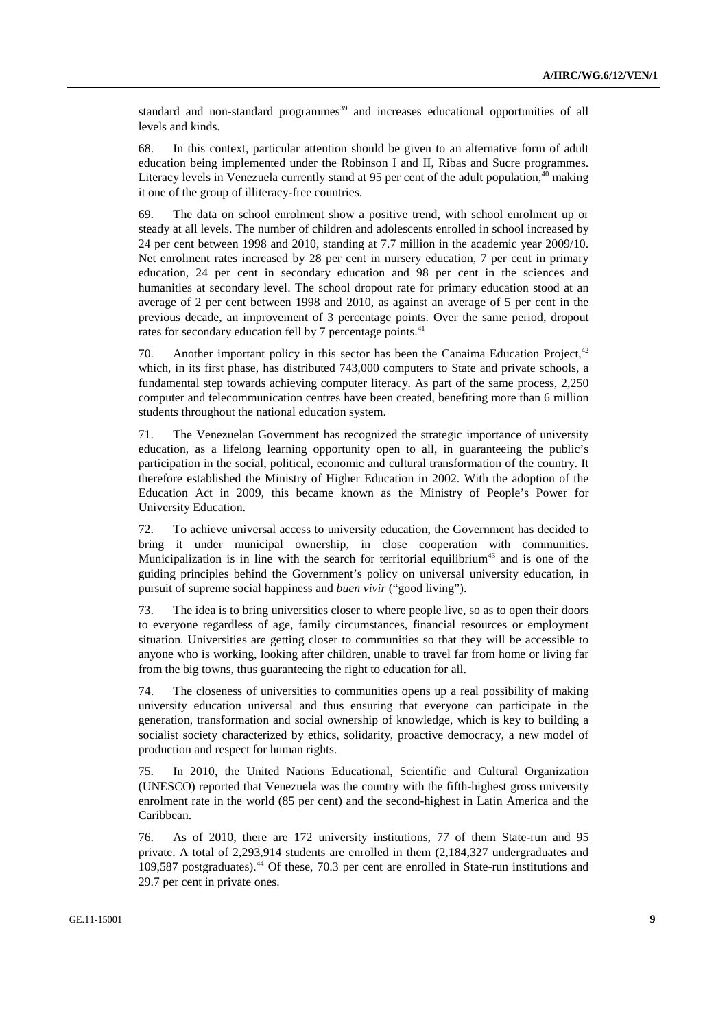standard and non-standard programmes[39] and increases educational opportunities of all levels and kinds.

68. In this context, particular attention should be given to an alternative form of adult education being implemented under the Robinson I and II, Ribas and Sucre programmes. Literacy levels in Venezuela currently stand at 95 per cent of the adult population,[40] making it one of the group of illiteracy-free countries.

69. The data on school enrolment show a positive trend, with school enrolment up or steady at all levels. The number of children and adolescents enrolled in school increased by 24 per cent between 1998 and 2010, standing at 7.7 million in the academic year 2009/10. Net enrolment rates increased by 28 per cent in nursery education, 7 per cent in primary education, 24 per cent in secondary education and 98 per cent in the sciences and humanities at secondary level. The school dropout rate for primary education stood at an average of 2 per cent between 1998 and 2010, as against an average of 5 per cent in the previous decade, an improvement of 3 percentage points. Over the same period, dropout rates for secondary education fell by 7 percentage points.[41]

70. Another important policy in this sector has been the Canaima Education Project,[42] which, in its first phase, has distributed 743,000 computers to State and private schools, a fundamental step towards achieving computer literacy. As part of the same process, 2,250 computer and telecommunication centres have been created, benefiting more than 6 million students throughout the national education system.

71. The Venezuelan Government has recognized the strategic importance of university education, as a lifelong learning opportunity open to all, in guaranteeing the public's participation in the social, political, economic and cultural transformation of the country. It therefore established the Ministry of Higher Education in 2002. With the adoption of the Education Act in 2009, this became known as the Ministry of People's Power for University Education.

72. To achieve universal access to university education, the Government has decided to bring it under municipal ownership, in close cooperation with communities. Municipalization is in line with the search for territorial equilibrium[43] and is one of the guiding principles behind the Government's policy on universal university education, in pursuit of supreme social happiness and *buen vivir* ("good living").

73. The idea is to bring universities closer to where people live, so as to open their doors to everyone regardless of age, family circumstances, financial resources or employment situation. Universities are getting closer to communities so that they will be accessible to anyone who is working, looking after children, unable to travel far from home or living far from the big towns, thus guaranteeing the right to education for all.

74. The closeness of universities to communities opens up a real possibility of making university education universal and thus ensuring that everyone can participate in the generation, transformation and social ownership of knowledge, which is key to building a socialist society characterized by ethics, solidarity, proactive democracy, a new model of production and respect for human rights.

75. In 2010, the United Nations Educational, Scientific and Cultural Organization (UNESCO) reported that Venezuela was the country with the fifth-highest gross university enrolment rate in the world (85 per cent) and the second-highest in Latin America and the Caribbean.

76. As of 2010, there are 172 university institutions, 77 of them State-run and 95 private. A total of 2,293,914 students are enrolled in them (2,184,327 undergraduates and 109,587 postgraduates).[44] Of these, 70.3 per cent are enrolled in State-run institutions and 29.7 per cent in private ones.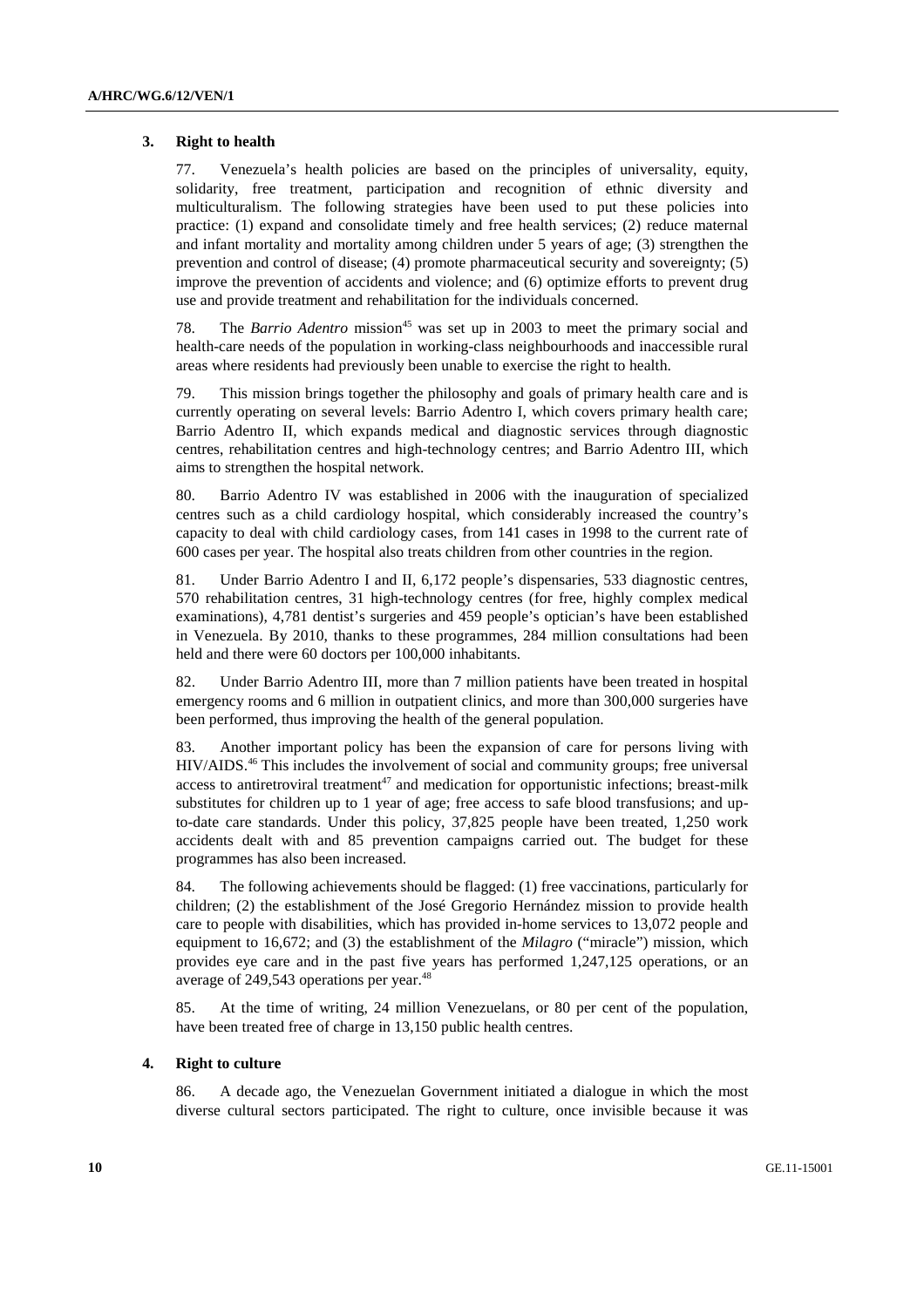### 3. Right to health

77. Venezuela's health policies are based on the principles of universality, equity, solidarity, free treatment, participation and recognition of ethnic diversity and multiculturalism. The following strategies have been used to put these policies into practice: (1) expand and consolidate timely and free health services; (2) reduce maternal and infant mortality and mortality among children under 5 years of age; (3) strengthen the prevention and control of disease; (4) promote pharmaceutical security and sovereignty; (5) improve the prevention of accidents and violence; and (6) optimize efforts to prevent drug use and provide treatment and rehabilitation for the individuals concerned.

78. The *Barrio Adentro* mission[45] was set up in 2003 to meet the primary social and health-care needs of the population in working-class neighbourhoods and inaccessible rural areas where residents had previously been unable to exercise the right to health.

79. This mission brings together the philosophy and goals of primary health care and is currently operating on several levels: Barrio Adentro I, which covers primary health care; Barrio Adentro II, which expands medical and diagnostic services through diagnostic centres, rehabilitation centres and high-technology centres; and Barrio Adentro III, which aims to strengthen the hospital network.

80. Barrio Adentro IV was established in 2006 with the inauguration of specialized centres such as a child cardiology hospital, which considerably increased the country's capacity to deal with child cardiology cases, from 141 cases in 1998 to the current rate of 600 cases per year. The hospital also treats children from other countries in the region.

81. Under Barrio Adentro I and II, 6,172 people's dispensaries, 533 diagnostic centres, 570 rehabilitation centres, 31 high-technology centres (for free, highly complex medical examinations), 4,781 dentist's surgeries and 459 people's optician's have been established in Venezuela. By 2010, thanks to these programmes, 284 million consultations had been held and there were 60 doctors per 100,000 inhabitants.

82. Under Barrio Adentro III, more than 7 million patients have been treated in hospital emergency rooms and 6 million in outpatient clinics, and more than 300,000 surgeries have been performed, thus improving the health of the general population.

83. Another important policy has been the expansion of care for persons living with HIV/AIDS.[46] This includes the involvement of social and community groups; free universal access to antiretroviral treatment[47] and medication for opportunistic infections; breast-milk substitutes for children up to 1 year of age; free access to safe blood transfusions; and up-to-date care standards. Under this policy, 37,825 people have been treated, 1,250 work accidents dealt with and 85 prevention campaigns carried out. The budget for these programmes has also been increased.

84. The following achievements should be flagged: (1) free vaccinations, particularly for children; (2) the establishment of the José Gregorio Hernández mission to provide health care to people with disabilities, which has provided in-home services to 13,072 people and equipment to 16,672; and (3) the establishment of the *Milagro* ("miracle") mission, which provides eye care and in the past five years has performed 1,247,125 operations, or an average of 249,543 operations per year.[48]

85. At the time of writing, 24 million Venezuelans, or 80 per cent of the population, have been treated free of charge in 13,150 public health centres.

### 4. Right to culture

86. A decade ago, the Venezuelan Government initiated a dialogue in which the most diverse cultural sectors participated. The right to culture, once invisible because it was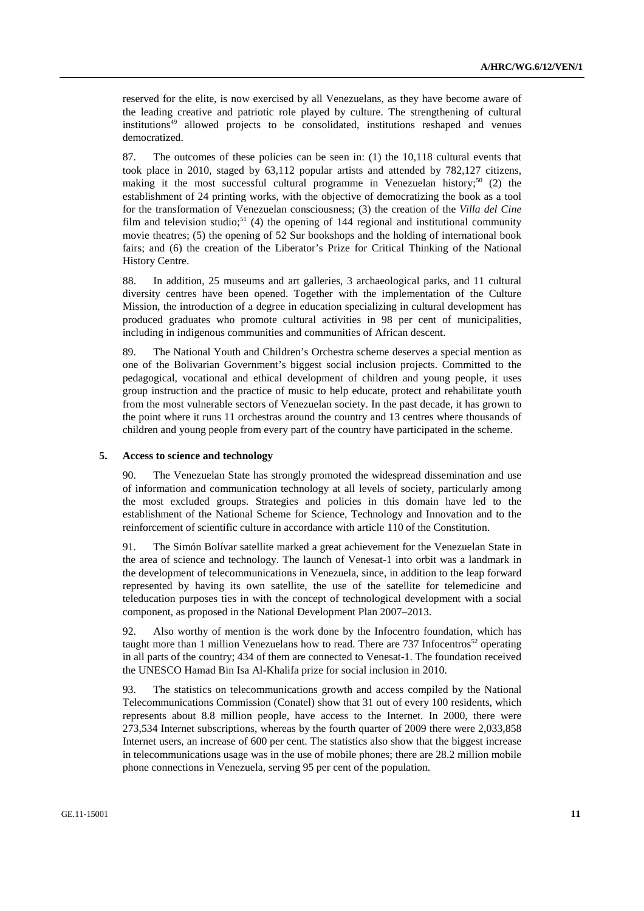reserved for the elite, is now exercised by all Venezuelans, as they have become aware of the leading creative and patriotic role played by culture. The strengthening of cultural institutions[49] allowed projects to be consolidated, institutions reshaped and venues democratized.

87. The outcomes of these policies can be seen in: (1) the 10,118 cultural events that took place in 2010, staged by 63,112 popular artists and attended by 782,127 citizens, making it the most successful cultural programme in Venezuelan history;[50] (2) the establishment of 24 printing works, with the objective of democratizing the book as a tool for the transformation of Venezuelan consciousness; (3) the creation of the *Villa del Cine* film and television studio;[51] (4) the opening of 144 regional and institutional community movie theatres; (5) the opening of 52 Sur bookshops and the holding of international book fairs; and (6) the creation of the Liberator's Prize for Critical Thinking of the National History Centre.

88. In addition, 25 museums and art galleries, 3 archaeological parks, and 11 cultural diversity centres have been opened. Together with the implementation of the Culture Mission, the introduction of a degree in education specializing in cultural development has produced graduates who promote cultural activities in 98 per cent of municipalities, including in indigenous communities and communities of African descent.

89. The National Youth and Children's Orchestra scheme deserves a special mention as one of the Bolivarian Government's biggest social inclusion projects. Committed to the pedagogical, vocational and ethical development of children and young people, it uses group instruction and the practice of music to help educate, protect and rehabilitate youth from the most vulnerable sectors of Venezuelan society. In the past decade, it has grown to the point where it runs 11 orchestras around the country and 13 centres where thousands of children and young people from every part of the country have participated in the scheme.

### 5. Access to science and technology

90. The Venezuelan State has strongly promoted the widespread dissemination and use of information and communication technology at all levels of society, particularly among the most excluded groups. Strategies and policies in this domain have led to the establishment of the National Scheme for Science, Technology and Innovation and to the reinforcement of scientific culture in accordance with article 110 of the Constitution.

91. The Simón Bolívar satellite marked a great achievement for the Venezuelan State in the area of science and technology. The launch of Venesat-1 into orbit was a landmark in the development of telecommunications in Venezuela, since, in addition to the leap forward represented by having its own satellite, the use of the satellite for telemedicine and teleducation purposes ties in with the concept of technological development with a social component, as proposed in the National Development Plan 2007–2013.

92. Also worthy of mention is the work done by the Infocentro foundation, which has taught more than 1 million Venezuelans how to read. There are 737 Infocentros[52] operating in all parts of the country; 434 of them are connected to Venesat-1. The foundation received the UNESCO Hamad Bin Isa Al-Khalifa prize for social inclusion in 2010.

93. The statistics on telecommunications growth and access compiled by the National Telecommunications Commission (Conatel) show that 31 out of every 100 residents, which represents about 8.8 million people, have access to the Internet. In 2000, there were 273,534 Internet subscriptions, whereas by the fourth quarter of 2009 there were 2,033,858 Internet users, an increase of 600 per cent. The statistics also show that the biggest increase in telecommunications usage was in the use of mobile phones; there are 28.2 million mobile phone connections in Venezuela, serving 95 per cent of the population.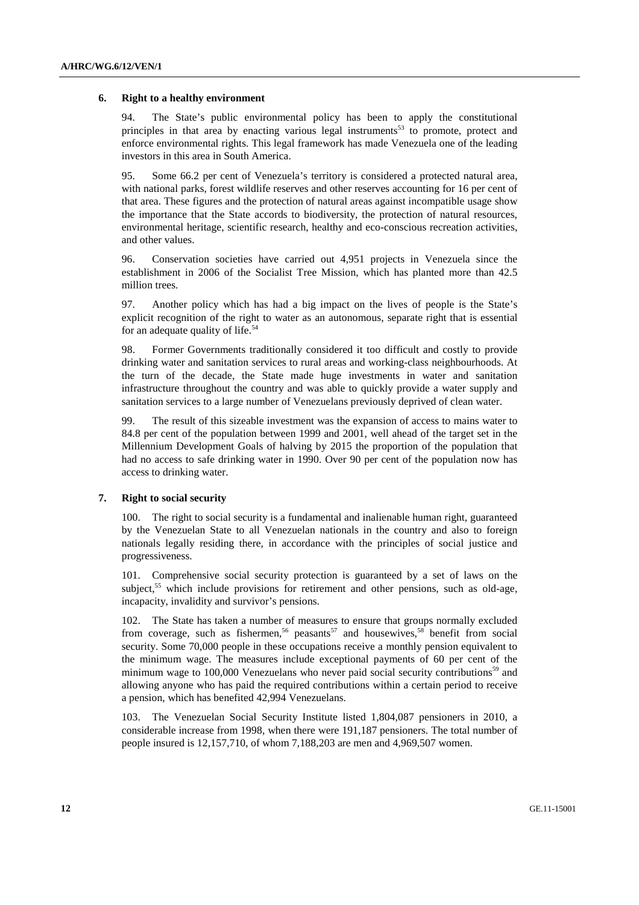## 6. Right to a healthy environment

94. The State's public environmental policy has been to apply the constitutional principles in that area by enacting various legal instruments[53] to promote, protect and enforce environmental rights. This legal framework has made Venezuela one of the leading investors in this area in South America.

95. Some 66.2 per cent of Venezuela's territory is considered a protected natural area, with national parks, forest wildlife reserves and other reserves accounting for 16 per cent of that area. These figures and the protection of natural areas against incompatible usage show the importance that the State accords to biodiversity, the protection of natural resources, environmental heritage, scientific research, healthy and eco-conscious recreation activities, and other values.

96. Conservation societies have carried out 4,951 projects in Venezuela since the establishment in 2006 of the Socialist Tree Mission, which has planted more than 42.5 million trees.

97. Another policy which has had a big impact on the lives of people is the State's explicit recognition of the right to water as an autonomous, separate right that is essential for an adequate quality of life.[54]

98. Former Governments traditionally considered it too difficult and costly to provide drinking water and sanitation services to rural areas and working-class neighbourhoods. At the turn of the decade, the State made huge investments in water and sanitation infrastructure throughout the country and was able to quickly provide a water supply and sanitation services to a large number of Venezuelans previously deprived of clean water.

99. The result of this sizeable investment was the expansion of access to mains water to 84.8 per cent of the population between 1999 and 2001, well ahead of the target set in the Millennium Development Goals of halving by 2015 the proportion of the population that had no access to safe drinking water in 1990. Over 90 per cent of the population now has access to drinking water.

## 7. Right to social security

100. The right to social security is a fundamental and inalienable human right, guaranteed by the Venezuelan State to all Venezuelan nationals in the country and also to foreign nationals legally residing there, in accordance with the principles of social justice and progressiveness.

101. Comprehensive social security protection is guaranteed by a set of laws on the subject,[55] which include provisions for retirement and other pensions, such as old-age, incapacity, invalidity and survivor's pensions.

102. The State has taken a number of measures to ensure that groups normally excluded from coverage, such as fishermen,[56] peasants[57] and housewives,[58] benefit from social security. Some 70,000 people in these occupations receive a monthly pension equivalent to the minimum wage. The measures include exceptional payments of 60 per cent of the minimum wage to 100,000 Venezuelans who never paid social security contributions[59] and allowing anyone who has paid the required contributions within a certain period to receive a pension, which has benefited 42,994 Venezuelans.

103. The Venezuelan Social Security Institute listed 1,804,087 pensioners in 2010, a considerable increase from 1998, when there were 191,187 pensioners. The total number of people insured is 12,157,710, of whom 7,188,203 are men and 4,969,507 women.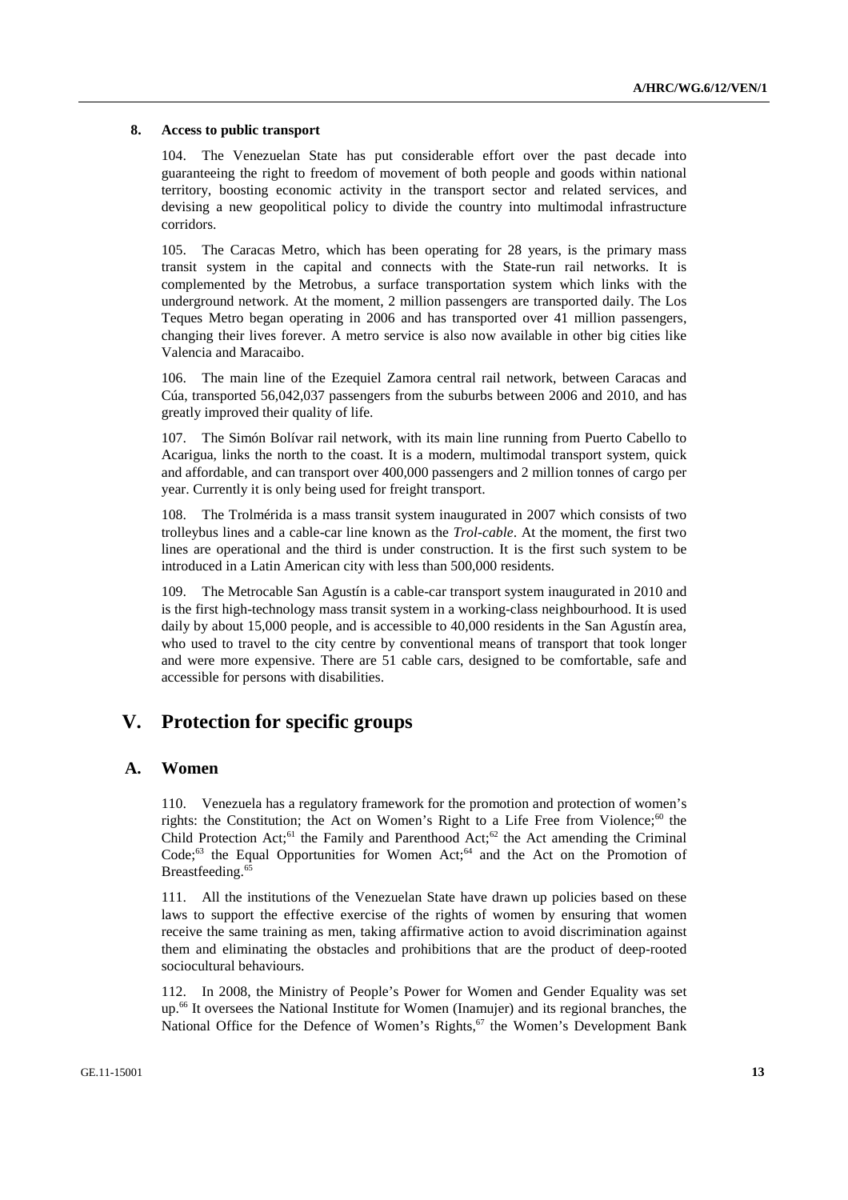### 8. Access to public transport

104. The Venezuelan State has put considerable effort over the past decade into guaranteeing the right to freedom of movement of both people and goods within national territory, boosting economic activity in the transport sector and related services, and devising a new geopolitical policy to divide the country into multimodal infrastructure corridors.

105. The Caracas Metro, which has been operating for 28 years, is the primary mass transit system in the capital and connects with the State-run rail networks. It is complemented by the Metrobus, a surface transportation system which links with the underground network. At the moment, 2 million passengers are transported daily. The Los Teques Metro began operating in 2006 and has transported over 41 million passengers, changing their lives forever. A metro service is also now available in other big cities like Valencia and Maracaibo.

106. The main line of the Ezequiel Zamora central rail network, between Caracas and Cúa, transported 56,042,037 passengers from the suburbs between 2006 and 2010, and has greatly improved their quality of life.

107. The Simón Bolívar rail network, with its main line running from Puerto Cabello to Acarigua, links the north to the coast. It is a modern, multimodal transport system, quick and affordable, and can transport over 400,000 passengers and 2 million tonnes of cargo per year. Currently it is only being used for freight transport.

108. The Trolmérida is a mass transit system inaugurated in 2007 which consists of two trolleybus lines and a cable-car line known as the *Trol-cable*. At the moment, the first two lines are operational and the third is under construction. It is the first such system to be introduced in a Latin American city with less than 500,000 residents.

109. The Metrocable San Agustín is a cable-car transport system inaugurated in 2010 and is the first high-technology mass transit system in a working-class neighbourhood. It is used daily by about 15,000 people, and is accessible to 40,000 residents in the San Agustín area, who used to travel to the city centre by conventional means of transport that took longer and were more expensive. There are 51 cable cars, designed to be comfortable, safe and accessible for persons with disabilities.

# V. Protection for specific groups

## A. Women

110. Venezuela has a regulatory framework for the promotion and protection of women's rights: the Constitution; the Act on Women's Right to a Life Free from Violence;[60] the Child Protection Act;[61] the Family and Parenthood Act;[62] the Act amending the Criminal Code;[63] the Equal Opportunities for Women Act;[64] and the Act on the Promotion of Breastfeeding.[65]

111. All the institutions of the Venezuelan State have drawn up policies based on these laws to support the effective exercise of the rights of women by ensuring that women receive the same training as men, taking affirmative action to avoid discrimination against them and eliminating the obstacles and prohibitions that are the product of deep-rooted sociocultural behaviours.

112. In 2008, the Ministry of People's Power for Women and Gender Equality was set up.[66] It oversees the National Institute for Women (Inamujer) and its regional branches, the National Office for the Defence of Women's Rights,[67] the Women's Development Bank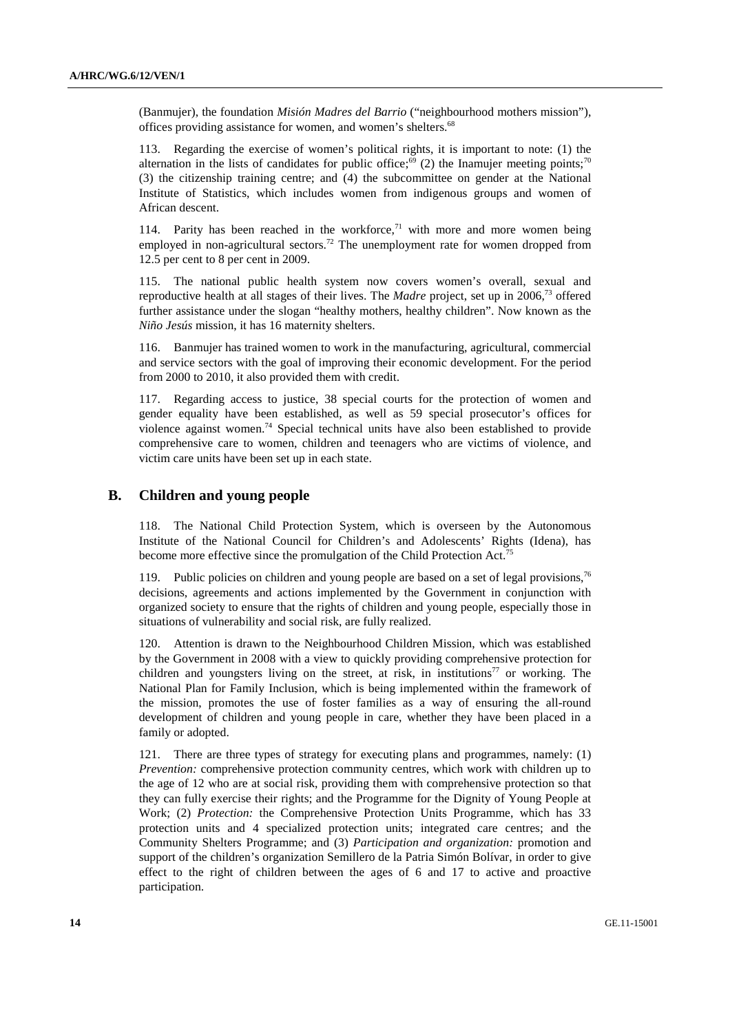(Banmujer), the foundation *Misión Madres del Barrio* ("neighbourhood mothers mission"), offices providing assistance for women, and women's shelters.[68]

113. Regarding the exercise of women's political rights, it is important to note: (1) the alternation in the lists of candidates for public office;[69] (2) the Inamujer meeting points;[70] (3) the citizenship training centre; and (4) the subcommittee on gender at the National Institute of Statistics, which includes women from indigenous groups and women of African descent.

114. Parity has been reached in the workforce,[71] with more and more women being employed in non-agricultural sectors.[72] The unemployment rate for women dropped from 12.5 per cent to 8 per cent in 2009.

115. The national public health system now covers women's overall, sexual and reproductive health at all stages of their lives. The *Madre* project, set up in 2006,[73] offered further assistance under the slogan "healthy mothers, healthy children". Now known as the *Niño Jesús* mission, it has 16 maternity shelters.

116. Banmujer has trained women to work in the manufacturing, agricultural, commercial and service sectors with the goal of improving their economic development. For the period from 2000 to 2010, it also provided them with credit.

117. Regarding access to justice, 38 special courts for the protection of women and gender equality have been established, as well as 59 special prosecutor's offices for violence against women.[74] Special technical units have also been established to provide comprehensive care to women, children and teenagers who are victims of violence, and victim care units have been set up in each state.

## B. Children and young people

118. The National Child Protection System, which is overseen by the Autonomous Institute of the National Council for Children's and Adolescents' Rights (Idena), has become more effective since the promulgation of the Child Protection Act.[75]

119. Public policies on children and young people are based on a set of legal provisions,[76] decisions, agreements and actions implemented by the Government in conjunction with organized society to ensure that the rights of children and young people, especially those in situations of vulnerability and social risk, are fully realized.

120. Attention is drawn to the Neighbourhood Children Mission, which was established by the Government in 2008 with a view to quickly providing comprehensive protection for children and youngsters living on the street, at risk, in institutions[77] or working. The National Plan for Family Inclusion, which is being implemented within the framework of the mission, promotes the use of foster families as a way of ensuring the all-round development of children and young people in care, whether they have been placed in a family or adopted.

121. There are three types of strategy for executing plans and programmes, namely: (1) *Prevention:* comprehensive protection community centres, which work with children up to the age of 12 who are at social risk, providing them with comprehensive protection so that they can fully exercise their rights; and the Programme for the Dignity of Young People at Work; (2) *Protection:* the Comprehensive Protection Units Programme, which has 33 protection units and 4 specialized protection units; integrated care centres; and the Community Shelters Programme; and (3) *Participation and organization:* promotion and support of the children's organization Semillero de la Patria Simón Bolívar, in order to give effect to the right of children between the ages of 6 and 17 to active and proactive participation.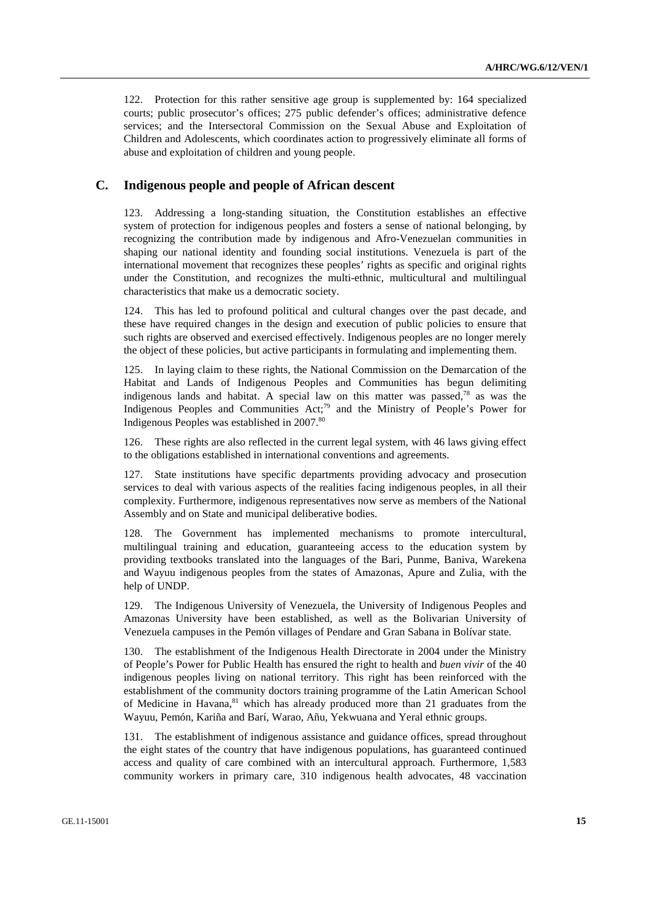122. Protection for this rather sensitive age group is supplemented by: 164 specialized courts; public prosecutor's offices; 275 public defender's offices; administrative defence services; and the Intersectoral Commission on the Sexual Abuse and Exploitation of Children and Adolescents, which coordinates action to progressively eliminate all forms of abuse and exploitation of children and young people.

## C. Indigenous people and people of African descent

123. Addressing a long-standing situation, the Constitution establishes an effective system of protection for indigenous peoples and fosters a sense of national belonging, by recognizing the contribution made by indigenous and Afro-Venezuelan communities in shaping our national identity and founding social institutions. Venezuela is part of the international movement that recognizes these peoples' rights as specific and original rights under the Constitution, and recognizes the multi-ethnic, multicultural and multilingual characteristics that make us a democratic society.

124. This has led to profound political and cultural changes over the past decade, and these have required changes in the design and execution of public policies to ensure that such rights are observed and exercised effectively. Indigenous peoples are no longer merely the object of these policies, but active participants in formulating and implementing them.

125. In laying claim to these rights, the National Commission on the Demarcation of the Habitat and Lands of Indigenous Peoples and Communities has begun delimiting indigenous lands and habitat. A special law on this matter was passed,[78] as was the Indigenous Peoples and Communities Act;[79] and the Ministry of People's Power for Indigenous Peoples was established in 2007.[80]

126. These rights are also reflected in the current legal system, with 46 laws giving effect to the obligations established in international conventions and agreements.

127. State institutions have specific departments providing advocacy and prosecution services to deal with various aspects of the realities facing indigenous peoples, in all their complexity. Furthermore, indigenous representatives now serve as members of the National Assembly and on State and municipal deliberative bodies.

128. The Government has implemented mechanisms to promote intercultural, multilingual training and education, guaranteeing access to the education system by providing textbooks translated into the languages of the Bari, Punme, Baniva, Warekena and Wayuu indigenous peoples from the states of Amazonas, Apure and Zulia, with the help of UNDP.

129. The Indigenous University of Venezuela, the University of Indigenous Peoples and Amazonas University have been established, as well as the Bolivarian University of Venezuela campuses in the Pemón villages of Pendare and Gran Sabana in Bolívar state.

130. The establishment of the Indigenous Health Directorate in 2004 under the Ministry of People's Power for Public Health has ensured the right to health and *buen vivir* of the 40 indigenous peoples living on national territory. This right has been reinforced with the establishment of the community doctors training programme of the Latin American School of Medicine in Havana,[81] which has already produced more than 21 graduates from the Wayuu, Pemón, Kariña and Barí, Warao, Añu, Yekwuana and Yeral ethnic groups.

131. The establishment of indigenous assistance and guidance offices, spread throughout the eight states of the country that have indigenous populations, has guaranteed continued access and quality of care combined with an intercultural approach. Furthermore, 1,583 community workers in primary care, 310 indigenous health advocates, 48 vaccination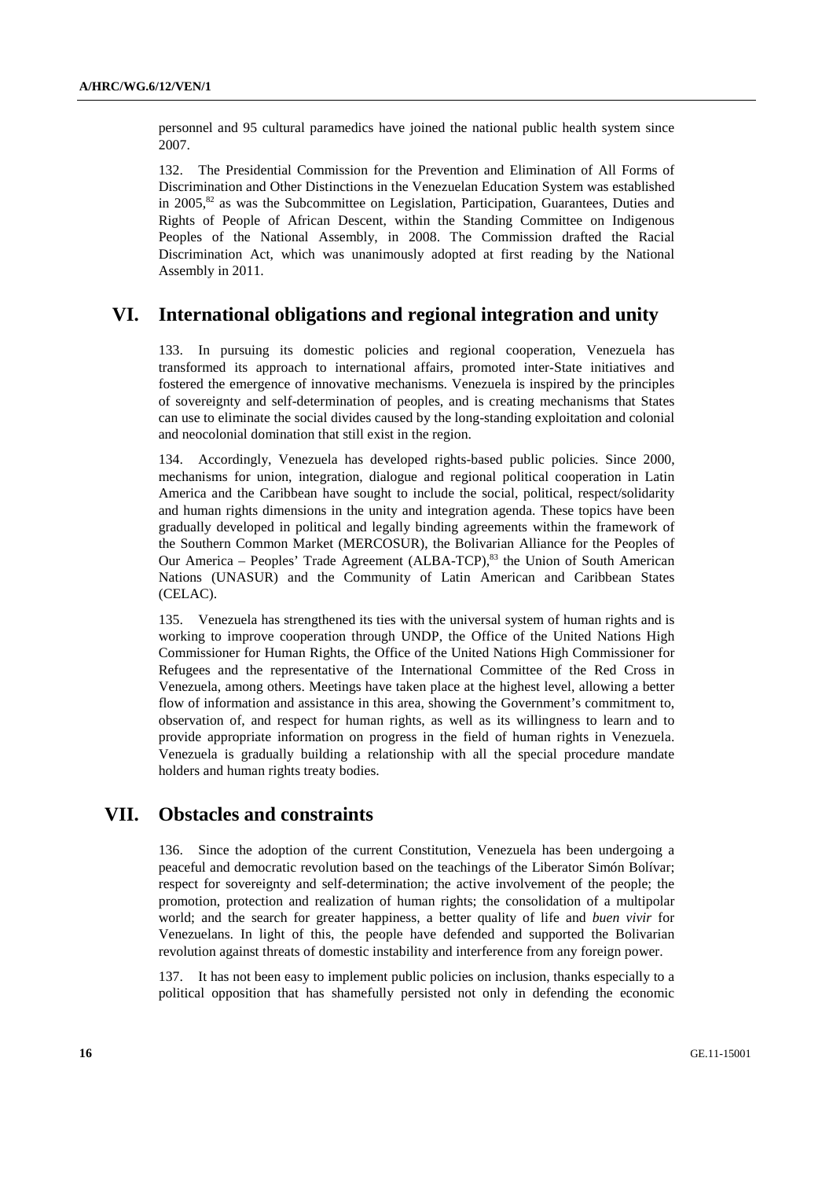personnel and 95 cultural paramedics have joined the national public health system since 2007.

132. The Presidential Commission for the Prevention and Elimination of All Forms of Discrimination and Other Distinctions in the Venezuelan Education System was established in 2005,[82] as was the Subcommittee on Legislation, Participation, Guarantees, Duties and Rights of People of African Descent, within the Standing Committee on Indigenous Peoples of the National Assembly, in 2008. The Commission drafted the Racial Discrimination Act, which was unanimously adopted at first reading by the National Assembly in 2011.

## VI. International obligations and regional integration and unity

133. In pursuing its domestic policies and regional cooperation, Venezuela has transformed its approach to international affairs, promoted inter-State initiatives and fostered the emergence of innovative mechanisms. Venezuela is inspired by the principles of sovereignty and self-determination of peoples, and is creating mechanisms that States can use to eliminate the social divides caused by the long-standing exploitation and colonial and neocolonial domination that still exist in the region.

134. Accordingly, Venezuela has developed rights-based public policies. Since 2000, mechanisms for union, integration, dialogue and regional political cooperation in Latin America and the Caribbean have sought to include the social, political, respect/solidarity and human rights dimensions in the unity and integration agenda. These topics have been gradually developed in political and legally binding agreements within the framework of the Southern Common Market (MERCOSUR), the Bolivarian Alliance for the Peoples of Our America – Peoples' Trade Agreement (ALBA-TCP),[83] the Union of South American Nations (UNASUR) and the Community of Latin American and Caribbean States (CELAC).

135. Venezuela has strengthened its ties with the universal system of human rights and is working to improve cooperation through UNDP, the Office of the United Nations High Commissioner for Human Rights, the Office of the United Nations High Commissioner for Refugees and the representative of the International Committee of the Red Cross in Venezuela, among others. Meetings have taken place at the highest level, allowing a better flow of information and assistance in this area, showing the Government's commitment to, observation of, and respect for human rights, as well as its willingness to learn and to provide appropriate information on progress in the field of human rights in Venezuela. Venezuela is gradually building a relationship with all the special procedure mandate holders and human rights treaty bodies.

## VII. Obstacles and constraints

136. Since the adoption of the current Constitution, Venezuela has been undergoing a peaceful and democratic revolution based on the teachings of the Liberator Simón Bolívar; respect for sovereignty and self-determination; the active involvement of the people; the promotion, protection and realization of human rights; the consolidation of a multipolar world; and the search for greater happiness, a better quality of life and *buen vivir* for Venezuelans. In light of this, the people have defended and supported the Bolivarian revolution against threats of domestic instability and interference from any foreign power.

137. It has not been easy to implement public policies on inclusion, thanks especially to a political opposition that has shamefully persisted not only in defending the economic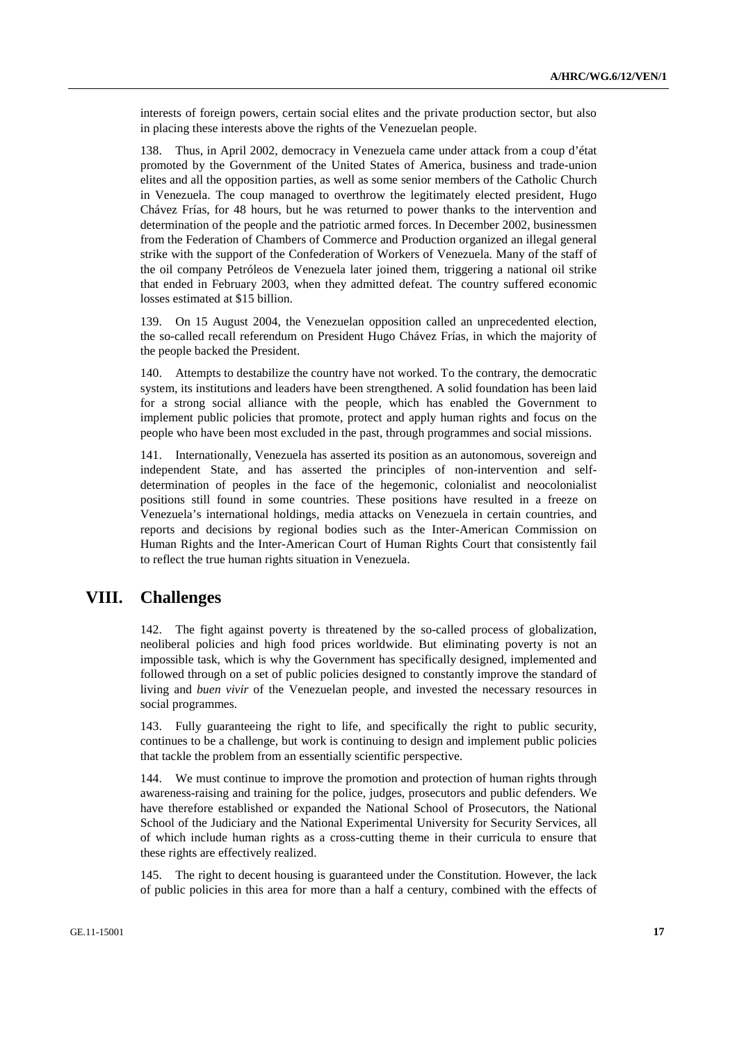interests of foreign powers, certain social elites and the private production sector, but also in placing these interests above the rights of the Venezuelan people.

138. Thus, in April 2002, democracy in Venezuela came under attack from a coup d'état promoted by the Government of the United States of America, business and trade-union elites and all the opposition parties, as well as some senior members of the Catholic Church in Venezuela. The coup managed to overthrow the legitimately elected president, Hugo Chávez Frías, for 48 hours, but he was returned to power thanks to the intervention and determination of the people and the patriotic armed forces. In December 2002, businessmen from the Federation of Chambers of Commerce and Production organized an illegal general strike with the support of the Confederation of Workers of Venezuela. Many of the staff of the oil company Petróleos de Venezuela later joined them, triggering a national oil strike that ended in February 2003, when they admitted defeat. The country suffered economic losses estimated at $15 billion.

139. On 15 August 2004, the Venezuelan opposition called an unprecedented election, the so-called recall referendum on President Hugo Chávez Frías, in which the majority of the people backed the President.

140. Attempts to destabilize the country have not worked. To the contrary, the democratic system, its institutions and leaders have been strengthened. A solid foundation has been laid for a strong social alliance with the people, which has enabled the Government to implement public policies that promote, protect and apply human rights and focus on the people who have been most excluded in the past, through programmes and social missions.

141. Internationally, Venezuela has asserted its position as an autonomous, sovereign and independent State, and has asserted the principles of non-intervention and self-determination of peoples in the face of the hegemonic, colonialist and neocolonialist positions still found in some countries. These positions have resulted in a freeze on Venezuela's international holdings, media attacks on Venezuela in certain countries, and reports and decisions by regional bodies such as the Inter-American Commission on Human Rights and the Inter-American Court of Human Rights Court that consistently fail to reflect the true human rights situation in Venezuela.

## VIII. Challenges

142. The fight against poverty is threatened by the so-called process of globalization, neoliberal policies and high food prices worldwide. But eliminating poverty is not an impossible task, which is why the Government has specifically designed, implemented and followed through on a set of public policies designed to constantly improve the standard of living and *buen vivir* of the Venezuelan people, and invested the necessary resources in social programmes.

143. Fully guaranteeing the right to life, and specifically the right to public security, continues to be a challenge, but work is continuing to design and implement public policies that tackle the problem from an essentially scientific perspective.

144. We must continue to improve the promotion and protection of human rights through awareness-raising and training for the police, judges, prosecutors and public defenders. We have therefore established or expanded the National School of Prosecutors, the National School of the Judiciary and the National Experimental University for Security Services, all of which include human rights as a cross-cutting theme in their curricula to ensure that these rights are effectively realized.

145. The right to decent housing is guaranteed under the Constitution. However, the lack of public policies in this area for more than a half a century, combined with the effects of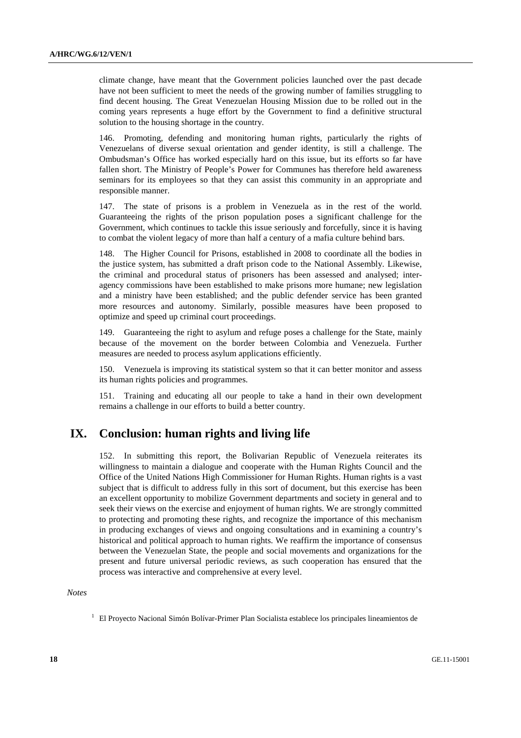climate change, have meant that the Government policies launched over the past decade have not been sufficient to meet the needs of the growing number of families struggling to find decent housing. The Great Venezuelan Housing Mission due to be rolled out in the coming years represents a huge effort by the Government to find a definitive structural solution to the housing shortage in the country.

146. Promoting, defending and monitoring human rights, particularly the rights of Venezuelans of diverse sexual orientation and gender identity, is still a challenge. The Ombudsman's Office has worked especially hard on this issue, but its efforts so far have fallen short. The Ministry of People's Power for Communes has therefore held awareness seminars for its employees so that they can assist this community in an appropriate and responsible manner.

147. The state of prisons is a problem in Venezuela as in the rest of the world. Guaranteeing the rights of the prison population poses a significant challenge for the Government, which continues to tackle this issue seriously and forcefully, since it is having to combat the violent legacy of more than half a century of a mafia culture behind bars.

148. The Higher Council for Prisons, established in 2008 to coordinate all the bodies in the justice system, has submitted a draft prison code to the National Assembly. Likewise, the criminal and procedural status of prisoners has been assessed and analysed; inter-agency commissions have been established to make prisons more humane; new legislation and a ministry have been established; and the public defender service has been granted more resources and autonomy. Similarly, possible measures have been proposed to optimize and speed up criminal court proceedings.

149. Guaranteeing the right to asylum and refuge poses a challenge for the State, mainly because of the movement on the border between Colombia and Venezuela. Further measures are needed to process asylum applications efficiently.

150. Venezuela is improving its statistical system so that it can better monitor and assess its human rights policies and programmes.

151. Training and educating all our people to take a hand in their own development remains a challenge in our efforts to build a better country.

# IX. Conclusion: human rights and living life

152. In submitting this report, the Bolivarian Republic of Venezuela reiterates its willingness to maintain a dialogue and cooperate with the Human Rights Council and the Office of the United Nations High Commissioner for Human Rights. Human rights is a vast subject that is difficult to address fully in this sort of document, but this exercise has been an excellent opportunity to mobilize Government departments and society in general and to seek their views on the exercise and enjoyment of human rights. We are strongly committed to protecting and promoting these rights, and recognize the importance of this mechanism in producing exchanges of views and ongoing consultations and in examining a country's historical and political approach to human rights. We reaffirm the importance of consensus between the Venezuelan State, the people and social movements and organizations for the present and future universal periodic reviews, as such cooperation has ensured that the process was interactive and comprehensive at every level.

*Notes*

[1] El Proyecto Nacional Simón Bolívar-Primer Plan Socialista establece los principales lineamientos de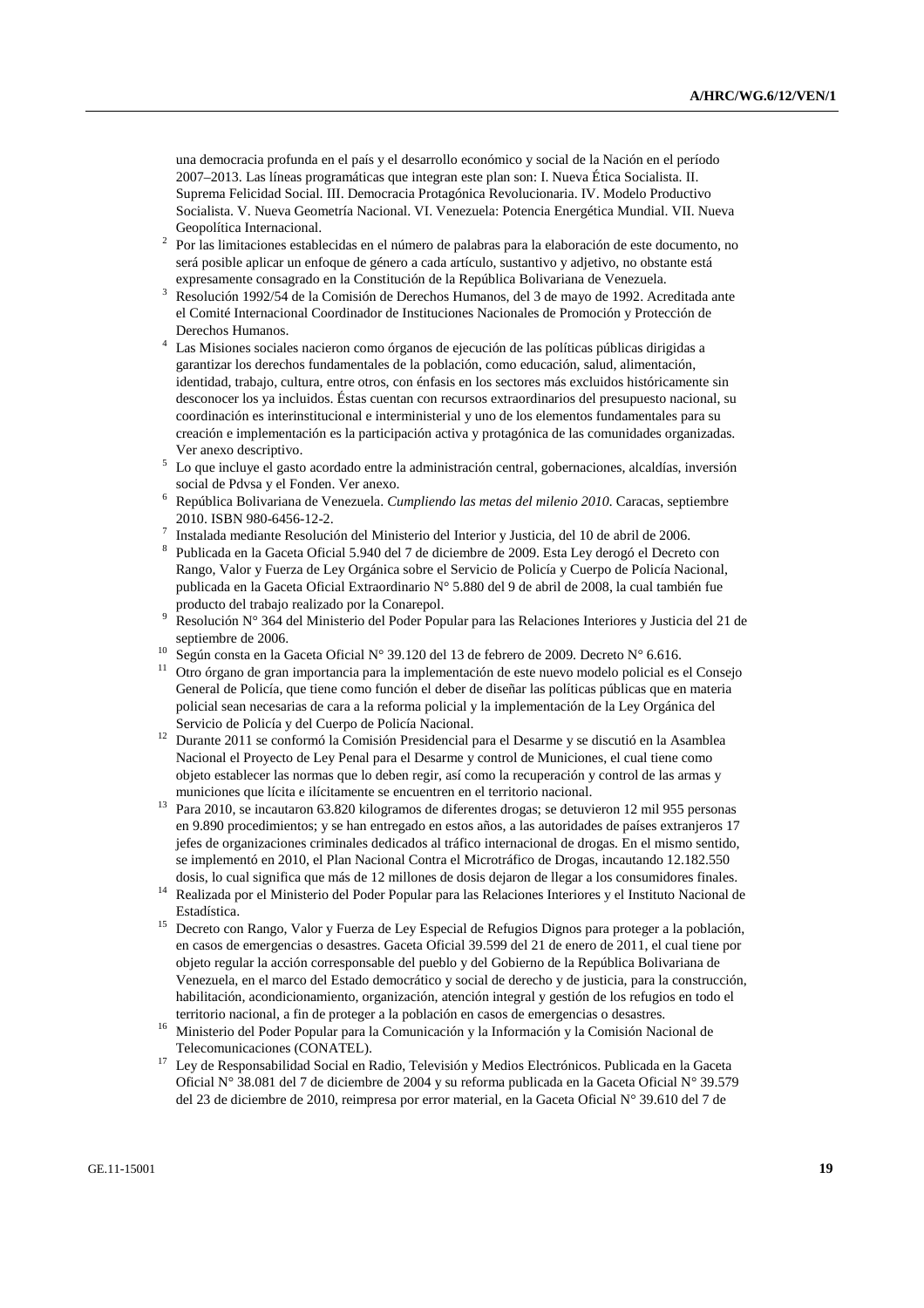una democracia profunda en el país y el desarrollo económico y social de la Nación en el período 2007–2013. Las líneas programáticas que integran este plan son: I. Nueva Ética Socialista. II. Suprema Felicidad Social. III. Democracia Protagónica Revolucionaria. IV. Modelo Productivo Socialista. V. Nueva Geometría Nacional. VI. Venezuela: Potencia Energética Mundial. VII. Nueva Geopolítica Internacional.

[2] Por las limitaciones establecidas en el número de palabras para la elaboración de este documento, no será posible aplicar un enfoque de género a cada artículo, sustantivo y adjetivo, no obstante está expresamente consagrado en la Constitución de la República Bolivariana de Venezuela.

[3] Resolución 1992/54 de la Comisión de Derechos Humanos, del 3 de mayo de 1992. Acreditada ante el Comité Internacional Coordinador de Instituciones Nacionales de Promoción y Protección de Derechos Humanos.

[4] Las Misiones sociales nacieron como órganos de ejecución de las políticas públicas dirigidas a garantizar los derechos fundamentales de la población, como educación, salud, alimentación, identidad, trabajo, cultura, entre otros, con énfasis en los sectores más excluidos históricamente sin desconocer los ya incluidos. Éstas cuentan con recursos extraordinarios del presupuesto nacional, su coordinación es interinstitucional e interministerial y uno de los elementos fundamentales para su creación e implementación es la participación activa y protagónica de las comunidades organizadas. Ver anexo descriptivo.

[5] Lo que incluye el gasto acordado entre la administración central, gobernaciones, alcaldías, inversión social de Pdvsa y el Fonden. Ver anexo.

[6] República Bolivariana de Venezuela. *Cumpliendo las metas del milenio 2010*. Caracas, septiembre 2010. ISBN 980-6456-12-2.

[7] Instalada mediante Resolución del Ministerio del Interior y Justicia, del 10 de abril de 2006.

[8] Publicada en la Gaceta Oficial 5.940 del 7 de diciembre de 2009. Esta Ley derogó el Decreto con Rango, Valor y Fuerza de Ley Orgánica sobre el Servicio de Policía y Cuerpo de Policía Nacional, publicada en la Gaceta Oficial Extraordinario N° 5.880 del 9 de abril de 2008, la cual también fue producto del trabajo realizado por la Conarepol.

[9] Resolución N° 364 del Ministerio del Poder Popular para las Relaciones Interiores y Justicia del 21 de septiembre de 2006.

[10] Según consta en la Gaceta Oficial N° 39.120 del 13 de febrero de 2009. Decreto N° 6.616.

[11] Otro órgano de gran importancia para la implementación de este nuevo modelo policial es el Consejo General de Policía, que tiene como función el deber de diseñar las políticas públicas que en materia policial sean necesarias de cara a la reforma policial y la implementación de la Ley Orgánica del Servicio de Policía y del Cuerpo de Policía Nacional.

[12] Durante 2011 se conformó la Comisión Presidencial para el Desarme y se discutió en la Asamblea Nacional el Proyecto de Ley Penal para el Desarme y control de Municiones, el cual tiene como objeto establecer las normas que lo deben regir, así como la recuperación y control de las armas y municiones que lícita e ilícitamente se encuentren en el territorio nacional.

[13] Para 2010, se incautaron 63.820 kilogramos de diferentes drogas; se detuvieron 12 mil 955 personas en 9.890 procedimientos; y se han entregado en estos años, a las autoridades de países extranjeros 17 jefes de organizaciones criminales dedicados al tráfico internacional de drogas. En el mismo sentido, se implementó en 2010, el Plan Nacional Contra el Microtráfico de Drogas, incautando 12.182.550 dosis, lo cual significa que más de 12 millones de dosis dejaron de llegar a los consumidores finales.

[14] Realizada por el Ministerio del Poder Popular para las Relaciones Interiores y el Instituto Nacional de Estadística.

[15] Decreto con Rango, Valor y Fuerza de Ley Especial de Refugios Dignos para proteger a la población, en casos de emergencias o desastres. Gaceta Oficial 39.599 del 21 de enero de 2011, el cual tiene por objeto regular la acción corresponsable del pueblo y del Gobierno de la República Bolivariana de Venezuela, en el marco del Estado democrático y social de derecho y de justicia, para la construcción, habilitación, acondicionamiento, organización, atención integral y gestión de los refugios en todo el territorio nacional, a fin de proteger a la población en casos de emergencias o desastres.

[16] Ministerio del Poder Popular para la Comunicación y la Información y la Comisión Nacional de Telecomunicaciones (CONATEL).

[17] Ley de Responsabilidad Social en Radio, Televisión y Medios Electrónicos. Publicada en la Gaceta Oficial N° 38.081 del 7 de diciembre de 2004 y su reforma publicada en la Gaceta Oficial N° 39.579 del 23 de diciembre de 2010, reimpresa por error material, en la Gaceta Oficial N° 39.610 del 7 de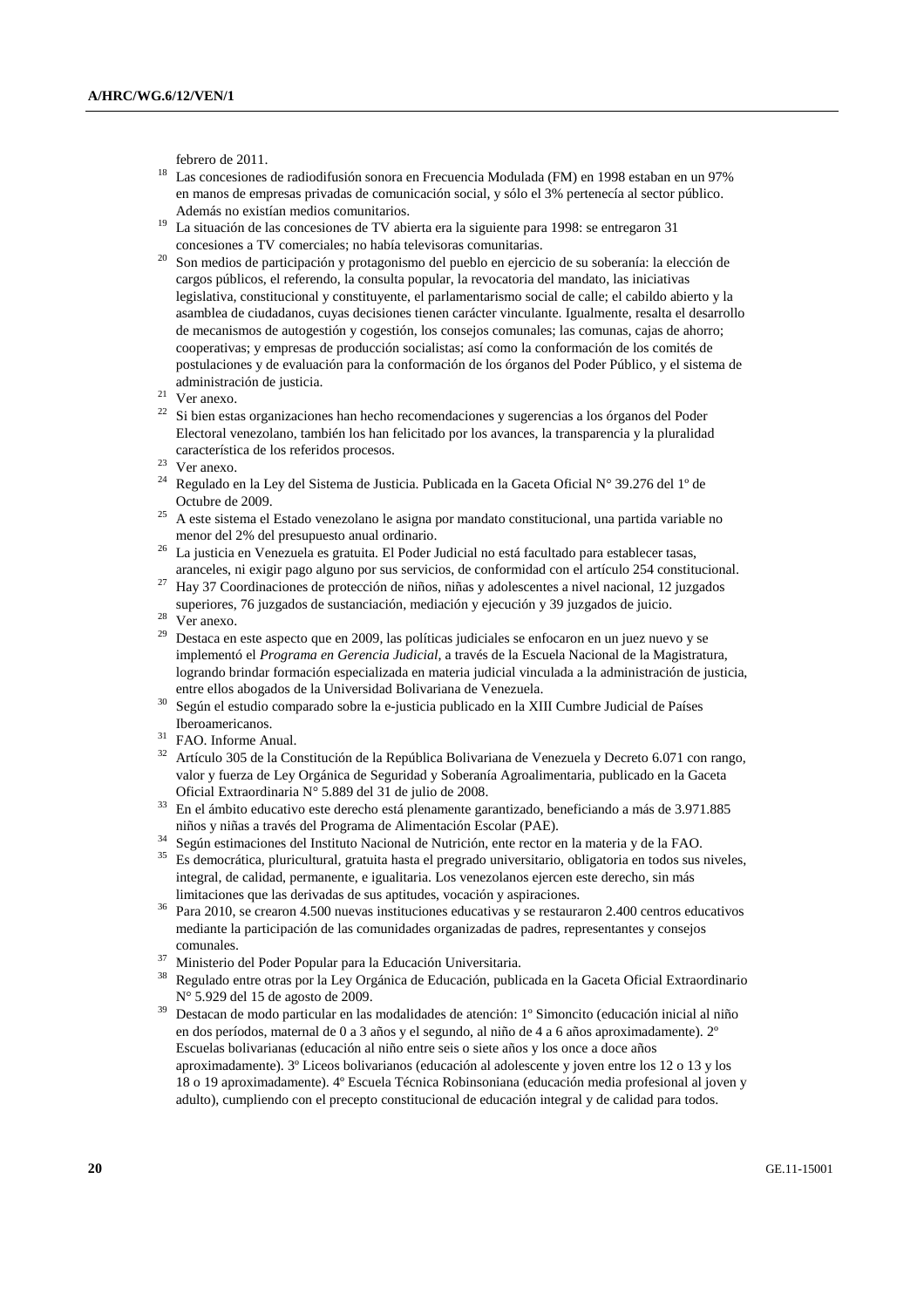febrero de 2011.

[18] Las concesiones de radiodifusión sonora en Frecuencia Modulada (FM) en 1998 estaban en un 97% en manos de empresas privadas de comunicación social, y sólo el 3% pertenecía al sector público. Además no existían medios comunitarios.

[19] La situación de las concesiones de TV abierta era la siguiente para 1998: se entregaron 31 concesiones a TV comerciales; no había televisoras comunitarias.

[20] Son medios de participación y protagonismo del pueblo en ejercicio de su soberanía: la elección de cargos públicos, el referendo, la consulta popular, la revocatoria del mandato, las iniciativas legislativa, constitucional y constituyente, el parlamentarismo social de calle; el cabildo abierto y la asamblea de ciudadanos, cuyas decisiones tienen carácter vinculante. Igualmente, resalta el desarrollo de mecanismos de autogestión y cogestión, los consejos comunales; las comunas, cajas de ahorro; cooperativas; y empresas de producción socialistas; así como la conformación de los comités de postulaciones y de evaluación para la conformación de los órganos del Poder Público, y el sistema de administración de justicia.

[21] Ver anexo.

[22] Si bien estas organizaciones han hecho recomendaciones y sugerencias a los órganos del Poder Electoral venezolano, también los han felicitado por los avances, la transparencia y la pluralidad característica de los referidos procesos.

[23] Ver anexo.

[24] Regulado en la Ley del Sistema de Justicia. Publicada en la Gaceta Oficial N° 39.276 del 1º de Octubre de 2009.

[25] A este sistema el Estado venezolano le asigna por mandato constitucional, una partida variable no menor del 2% del presupuesto anual ordinario.

[26] La justicia en Venezuela es gratuita. El Poder Judicial no está facultado para establecer tasas, aranceles, ni exigir pago alguno por sus servicios, de conformidad con el artículo 254 constitucional.

[27] Hay 37 Coordinaciones de protección de niños, niñas y adolescentes a nivel nacional, 12 juzgados superiores, 76 juzgados de sustanciación, mediación y ejecución y 39 juzgados de juicio.

[28] Ver anexo.

[29] Destaca en este aspecto que en 2009, las políticas judiciales se enfocaron en un juez nuevo y se implementó el *Programa en Gerencia Judicial*, a través de la Escuela Nacional de la Magistratura, logrando brindar formación especializada en materia judicial vinculada a la administración de justicia, entre ellos abogados de la Universidad Bolivariana de Venezuela.

[30] Según el estudio comparado sobre la e-justicia publicado en la XIII Cumbre Judicial de Países Iberoamericanos.

[31] FAO. Informe Anual.

[32] Artículo 305 de la Constitución de la República Bolivariana de Venezuela y Decreto 6.071 con rango, valor y fuerza de Ley Orgánica de Seguridad y Soberanía Agroalimentaria, publicado en la Gaceta Oficial Extraordinaria N° 5.889 del 31 de julio de 2008.

[33] En el ámbito educativo este derecho está plenamente garantizado, beneficiando a más de 3.971.885 niños y niñas a través del Programa de Alimentación Escolar (PAE).

[34] Según estimaciones del Instituto Nacional de Nutrición, ente rector en la materia y de la FAO.

[35] Es democrática, pluricultural, gratuita hasta el pregrado universitario, obligatoria en todos sus niveles, integral, de calidad, permanente, e igualitaria. Los venezolanos ejercen este derecho, sin más limitaciones que las derivadas de sus aptitudes, vocación y aspiraciones.

[36] Para 2010, se crearon 4.500 nuevas instituciones educativas y se restauraron 2.400 centros educativos mediante la participación de las comunidades organizadas de padres, representantes y consejos comunales.

[37] Ministerio del Poder Popular para la Educación Universitaria.

[38] Regulado entre otras por la Ley Orgánica de Educación, publicada en la Gaceta Oficial Extraordinario N° 5.929 del 15 de agosto de 2009.

[39] Destacan de modo particular en las modalidades de atención: 1º Simoncito (educación inicial al niño en dos períodos, maternal de 0 a 3 años y el segundo, al niño de 4 a 6 años aproximadamente). 2º Escuelas bolivarianas (educación al niño entre seis o siete años y los once a doce años aproximadamente). 3º Liceos bolivarianos (educación al adolescente y joven entre los 12 o 13 y los 18 o 19 aproximadamente). 4º Escuela Técnica Robinsoniana (educación media profesional al joven y adulto), cumpliendo con el precepto constitucional de educación integral y de calidad para todos.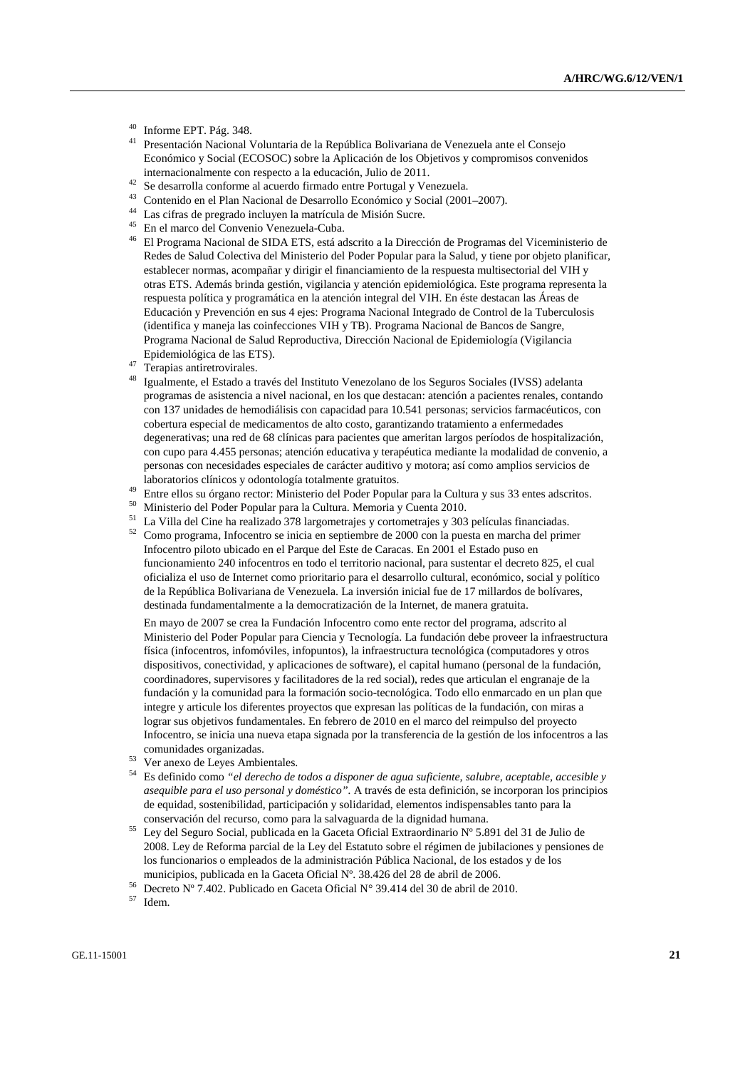[40] Informe EPT. Pág. 348.

[41] Presentación Nacional Voluntaria de la República Bolivariana de Venezuela ante el Consejo Económico y Social (ECOSOC) sobre la Aplicación de los Objetivos y compromisos convenidos internacionalmente con respecto a la educación, Julio de 2011.

[42] Se desarrolla conforme al acuerdo firmado entre Portugal y Venezuela.

[43] Contenido en el Plan Nacional de Desarrollo Económico y Social (2001–2007).

[44] Las cifras de pregrado incluyen la matrícula de Misión Sucre.

[45] En el marco del Convenio Venezuela-Cuba.

[46] El Programa Nacional de SIDA ETS, está adscrito a la Dirección de Programas del Viceministerio de Redes de Salud Colectiva del Ministerio del Poder Popular para la Salud, y tiene por objeto planificar, establecer normas, acompañar y dirigir el financiamiento de la respuesta multisectorial del VIH y otras ETS. Además brinda gestión, vigilancia y atención epidemiológica. Este programa representa la respuesta política y programática en la atención integral del VIH. En éste destacan las Áreas de Educación y Prevención en sus 4 ejes: Programa Nacional Integrado de Control de la Tuberculosis (identifica y maneja las coinfecciones VIH y TB). Programa Nacional de Bancos de Sangre, Programa Nacional de Salud Reproductiva, Dirección Nacional de Epidemiología (Vigilancia Epidemiológica de las ETS).

[47] Terapias antiretrovirales.

[48] Igualmente, el Estado a través del Instituto Venezolano de los Seguros Sociales (IVSS) adelanta programas de asistencia a nivel nacional, en los que destacan: atención a pacientes renales, contando con 137 unidades de hemodiálisis con capacidad para 10.541 personas; servicios farmacéuticos, con cobertura especial de medicamentos de alto costo, garantizando tratamiento a enfermedades degenerativas; una red de 68 clínicas para pacientes que ameritan largos períodos de hospitalización, con cupo para 4.455 personas; atención educativa y terapéutica mediante la modalidad de convenio, a personas con necesidades especiales de carácter auditivo y motora; así como amplios servicios de laboratorios clínicos y odontología totalmente gratuitos.

[49] Entre ellos su órgano rector: Ministerio del Poder Popular para la Cultura y sus 33 entes adscritos.

[50] Ministerio del Poder Popular para la Cultura. Memoria y Cuenta 2010.

[51] La Villa del Cine ha realizado 378 largometrajes y cortometrajes y 303 películas financiadas.

[52] Como programa, Infocentro se inicia en septiembre de 2000 con la puesta en marcha del primer Infocentro piloto ubicado en el Parque del Este de Caracas. En 2001 el Estado puso en funcionamiento 240 infocentros en todo el territorio nacional, para sustentar el decreto 825, el cual oficializa el uso de Internet como prioritario para el desarrollo cultural, económico, social y político de la República Bolivariana de Venezuela. La inversión inicial fue de 17 millardos de bolívares, destinada fundamentalmente a la democratización de la Internet, de manera gratuita.

En mayo de 2007 se crea la Fundación Infocentro como ente rector del programa, adscrito al Ministerio del Poder Popular para Ciencia y Tecnología. La fundación debe proveer la infraestructura física (infocentros, infomóviles, infopuntos), la infraestructura tecnológica (computadores y otros dispositivos, conectividad, y aplicaciones de software), el capital humano (personal de la fundación, coordinadores, supervisores y facilitadores de la red social), redes que articulan el engranaje de la fundación y la comunidad para la formación socio-tecnológica. Todo ello enmarcado en un plan que integre y articule los diferentes proyectos que expresan las políticas de la fundación, con miras a lograr sus objetivos fundamentales. En febrero de 2010 en el marco del reimpulso del proyecto Infocentro, se inicia una nueva etapa signada por la transferencia de la gestión de los infocentros a las comunidades organizadas.

[53] Ver anexo de Leyes Ambientales.

[54] Es definido como *"el derecho de todos a disponer de agua suficiente, salubre, aceptable, accesible y asequible para el uso personal y doméstico"*. A través de esta definición, se incorporan los principios de equidad, sostenibilidad, participación y solidaridad, elementos indispensables tanto para la conservación del recurso, como para la salvaguarda de la dignidad humana.

[55] Ley del Seguro Social, publicada en la Gaceta Oficial Extraordinario Nº 5.891 del 31 de Julio de 2008. Ley de Reforma parcial de la Ley del Estatuto sobre el régimen de jubilaciones y pensiones de los funcionarios o empleados de la administración Pública Nacional, de los estados y de los municipios, publicada en la Gaceta Oficial Nº. 38.426 del 28 de abril de 2006.

[56] Decreto Nº 7.402. Publicado en Gaceta Oficial N° 39.414 del 30 de abril de 2010.

[57] Idem.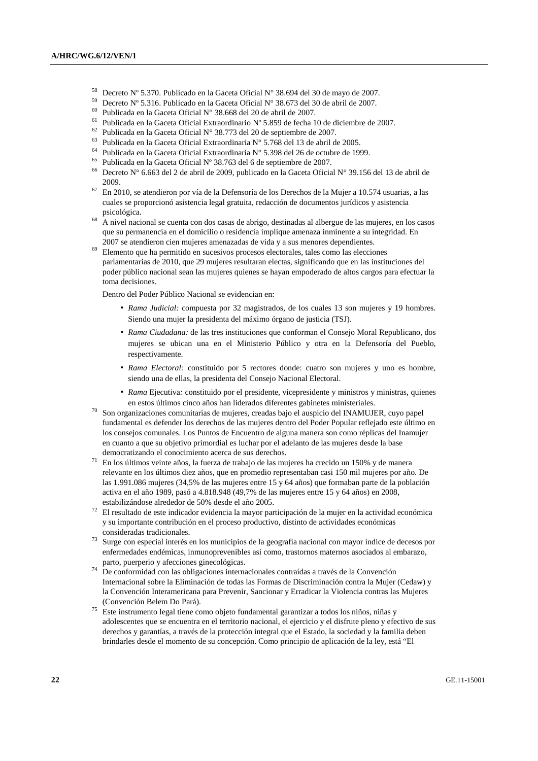[58] Decreto Nº 5.370. Publicado en la Gaceta Oficial N° 38.694 del 30 de mayo de 2007.

[59] Decreto Nº 5.316. Publicado en la Gaceta Oficial N° 38.673 del 30 de abril de 2007.

[60] Publicada en la Gaceta Oficial N° 38.668 del 20 de abril de 2007.

[61] Publicada en la Gaceta Oficial Extraordinario Nº 5.859 de fecha 10 de diciembre de 2007.

[62] Publicada en la Gaceta Oficial N° 38.773 del 20 de septiembre de 2007.

[63] Publicada en la Gaceta Oficial Extraordinaria N° 5.768 del 13 de abril de 2005.

[64] Publicada en la Gaceta Oficial Extraordinaria N° 5.398 del 26 de octubre de 1999.

[65] Publicada en la Gaceta Oficial Nº 38.763 del 6 de septiembre de 2007.

[66] Decreto N° 6.663 del 2 de abril de 2009, publicado en la Gaceta Oficial N° 39.156 del 13 de abril de 2009.

[67] En 2010, se atendieron por vía de la Defensoría de los Derechos de la Mujer a 10.574 usuarias, a las cuales se proporcionó asistencia legal gratuita, redacción de documentos jurídicos y asistencia psicológica.

[68] A nivel nacional se cuenta con dos casas de abrigo, destinadas al albergue de las mujeres, en los casos que su permanencia en el domicilio o residencia implique amenaza inminente a su integridad. En 2007 se atendieron cien mujeres amenazadas de vida y a sus menores dependientes.

[69] Elemento que ha permitido en sucesivos procesos electorales, tales como las elecciones parlamentarias de 2010, que 29 mujeres resultaran electas, significando que en las instituciones del poder público nacional sean las mujeres quienes se hayan empoderado de altos cargos para efectuar la toma decisiones.

Dentro del Poder Público Nacional se evidencian en:

- *Rama Judicial:* compuesta por 32 magistrados, de los cuales 13 son mujeres y 19 hombres. Siendo una mujer la presidenta del máximo órgano de justicia (TSJ).
- *Rama Ciudadana:* de las tres instituciones que conforman el Consejo Moral Republicano, dos mujeres se ubican una en el Ministerio Público y otra en la Defensoría del Pueblo, respectivamente.
- *Rama Electoral:* constituido por 5 rectores donde: cuatro son mujeres y uno es hombre, siendo una de ellas, la presidenta del Consejo Nacional Electoral.
- *Rama* Ejecutiva*:* constituido por el presidente, vicepresidente y ministros y ministras, quienes en estos últimos cinco años han liderados diferentes gabinetes ministeriales.

[70] Son organizaciones comunitarias de mujeres, creadas bajo el auspicio del INAMUJER, cuyo papel fundamental es defender los derechos de las mujeres dentro del Poder Popular reflejado este último en los consejos comunales. Los Puntos de Encuentro de alguna manera son como réplicas del Inamujer en cuanto a que su objetivo primordial es luchar por el adelanto de las mujeres desde la base democratizando el conocimiento acerca de sus derechos.

[71] En los últimos veinte años, la fuerza de trabajo de las mujeres ha crecido un 150% y de manera relevante en los últimos diez años, que en promedio representaban casi 150 mil mujeres por año. De las 1.991.086 mujeres (34,5% de las mujeres entre 15 y 64 años) que formaban parte de la población activa en el año 1989, pasó a 4.818.948 (49,7% de las mujeres entre 15 y 64 años) en 2008, estabilizándose alrededor de 50% desde el año 2005.

[72] El resultado de este indicador evidencia la mayor participación de la mujer en la actividad económica y su importante contribución en el proceso productivo, distinto de actividades económicas consideradas tradicionales.

[73] Surge con especial interés en los municipios de la geografía nacional con mayor índice de decesos por enfermedades endémicas, inmunoprevenibles así como, trastornos maternos asociados al embarazo, parto, puerperio y afecciones ginecológicas.

[74] De conformidad con las obligaciones internacionales contraídas a través de la Convención Internacional sobre la Eliminación de todas las Formas de Discriminación contra la Mujer (Cedaw) y la Convención Interamericana para Prevenir, Sancionar y Erradicar la Violencia contras las Mujeres (Convención Belem Do Pará).

[75] Este instrumento legal tiene como objeto fundamental garantizar a todos los niños, niñas y adolescentes que se encuentra en el territorio nacional, el ejercicio y el disfrute pleno y efectivo de sus derechos y garantías, a través de la protección integral que el Estado, la sociedad y la familia deben brindarles desde el momento de su concepción. Como principio de aplicación de la ley, está "El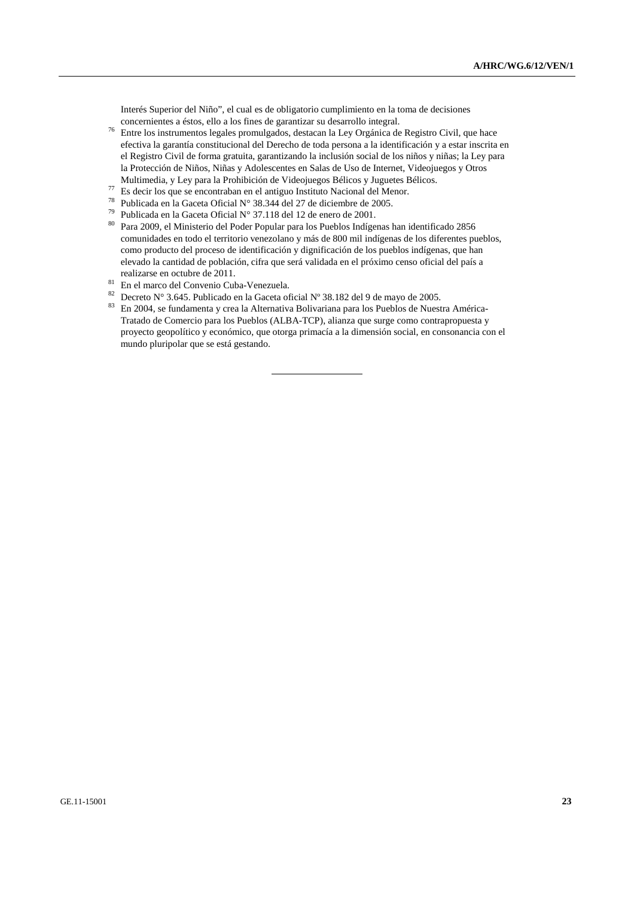Interés Superior del Niño", el cual es de obligatorio cumplimiento en la toma de decisiones concernientes a éstos, ello a los fines de garantizar su desarrollo integral.

[76] Entre los instrumentos legales promulgados, destacan la Ley Orgánica de Registro Civil, que hace efectiva la garantía constitucional del Derecho de toda persona a la identificación y a estar inscrita en el Registro Civil de forma gratuita, garantizando la inclusión social de los niños y niñas; la Ley para la Protección de Niños, Niñas y Adolescentes en Salas de Uso de Internet, Videojuegos y Otros Multimedia, y Ley para la Prohibición de Videojuegos Bélicos y Juguetes Bélicos.

[77] Es decir los que se encontraban en el antiguo Instituto Nacional del Menor.

[78] Publicada en la Gaceta Oficial N° 38.344 del 27 de diciembre de 2005.

[79] Publicada en la Gaceta Oficial N° 37.118 del 12 de enero de 2001.

[80] Para 2009, el Ministerio del Poder Popular para los Pueblos Indígenas han identificado 2856 comunidades en todo el territorio venezolano y más de 800 mil indígenas de los diferentes pueblos, como producto del proceso de identificación y dignificación de los pueblos indígenas, que han elevado la cantidad de población, cifra que será validada en el próximo censo oficial del país a realizarse en octubre de 2011.

[81] En el marco del Convenio Cuba-Venezuela.

[82] Decreto N° 3.645. Publicado en la Gaceta oficial Nº 38.182 del 9 de mayo de 2005.

[83] En 2004, se fundamenta y crea la Alternativa Bolivariana para los Pueblos de Nuestra América-Tratado de Comercio para los Pueblos (ALBA-TCP), alianza que surge como contrapropuesta y proyecto geopolítico y económico, que otorga primacía a la dimensión social, en consonancia con el mundo pluripolar que se está gestando.